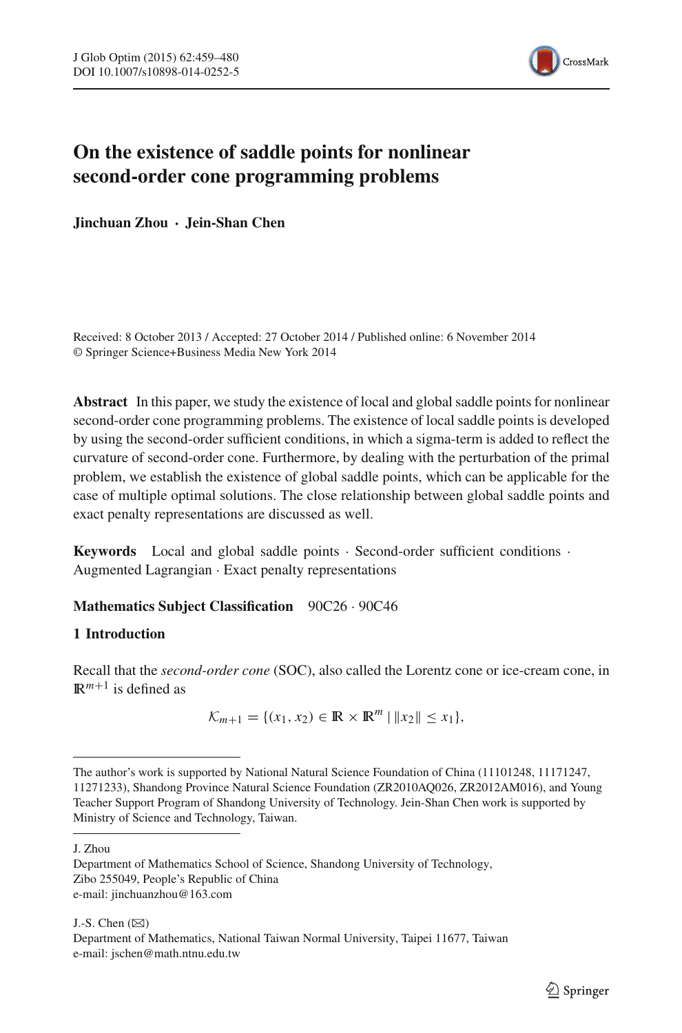# On the existence of saddle points for nonlinear second-order cone programming problems

**Jinchuan Zhou · Jein-Shan Chen**

Received: 8 October 2013 / Accepted: 27 October 2014 / Published online: 6 November 2014
© Springer Science+Business Media New York 2014

**Abstract** In this paper, we study the existence of local and global saddle points for nonlinear second-order cone programming problems. The existence of local saddle points is developed by using the second-order sufficient conditions, in which a sigma-term is added to reflect the curvature of second-order cone. Furthermore, by dealing with the perturbation of the primal problem, we establish the existence of global saddle points, which can be applicable for the case of multiple optimal solutions. The close relationship between global saddle points and exact penalty representations are discussed as well.

**Keywords** Local and global saddle points · Second-order sufficient conditions · Augmented Lagrangian · Exact penalty representations

**Mathematics Subject Classification** 90C26 · 90C46

## 1 Introduction

Recall that the *second-order cone* (SOC), also called the Lorentz cone or ice-cream cone, in $\mathbb{R}^{m+1}$ is defined as

$$\mathcal{K}_{m+1} = \{(x_1, x_2) \in \mathbb{R} \times \mathbb{R}^m \mid \|x_2\| \leq x_1\},$$

---

The author's work is supported by National Natural Science Foundation of China (11101248, 11171247, 11271233), Shandong Province Natural Science Foundation (ZR2010AQ026, ZR2012AM016), and Young Teacher Support Program of Shandong University of Technology. Jein-Shan Chen work is supported by Ministry of Science and Technology, Taiwan.

J. Zhou
Department of Mathematics School of Science, Shandong University of Technology, Zibo 255049, People's Republic of China
e-mail: jinchuanzhou@163.com

J.-S. Chen (✉)
Department of Mathematics, National Taiwan Normal University, Taipei 11677, Taiwan
e-mail: jschen@math.ntnu.edu.tw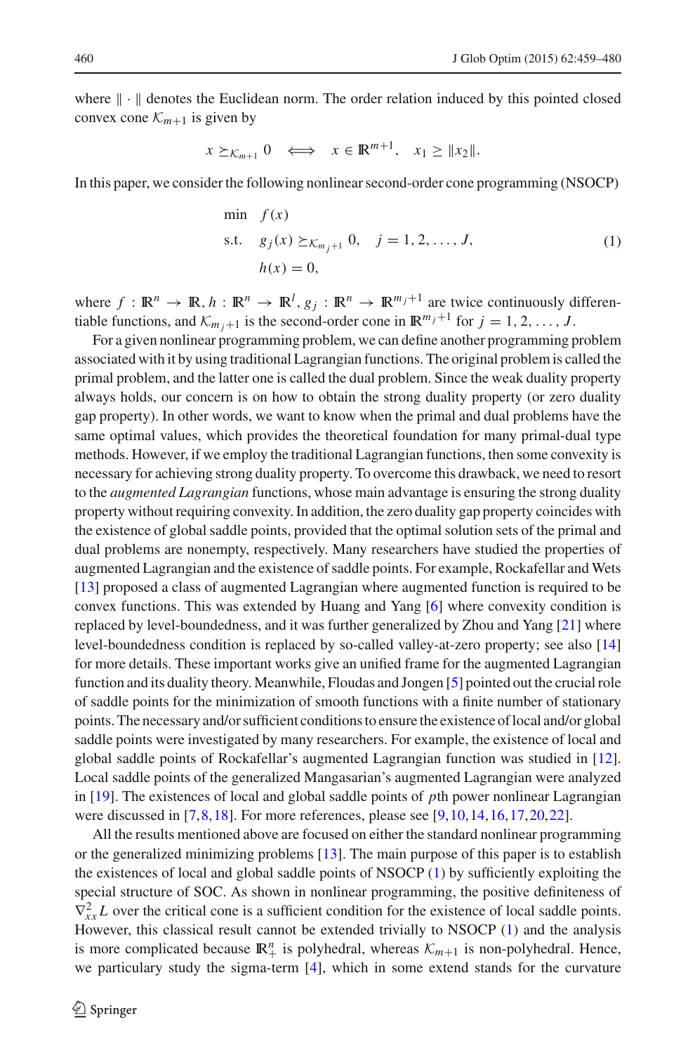where $\|\cdot\|$ denotes the Euclidean norm. The order relation induced by this pointed closed convex cone $\mathcal{K}_{m+1}$ is given by

$$x \succeq_{\mathcal{K}_{m+1}} 0 \iff x \in \mathbb{R}^{m+1}, \quad x_1 \geq \|x_2\|.$$

In this paper, we consider the following nonlinear second-order cone programming (NSOCP)

$$\begin{aligned}
\min \quad & f(x) \\
\text{s.t.} \quad & g_j(x) \succeq_{\mathcal{K}_{m_j+1}} 0, \quad j = 1, 2, \ldots, J, \\
& h(x) = 0,
\end{aligned} \tag{1}$$

where $f : \mathbb{R}^n \to \mathbb{R}$, $h : \mathbb{R}^n \to \mathbb{R}^l$, $g_j : \mathbb{R}^n \to \mathbb{R}^{m_j+1}$ are twice continuously differentiable functions, and $\mathcal{K}_{m_j+1}$ is the second-order cone in $\mathbb{R}^{m_j+1}$ for $j = 1, 2, \ldots, J$.

For a given nonlinear programming problem, we can define another programming problem associated with it by using traditional Lagrangian functions. The original problem is called the primal problem, and the latter one is called the dual problem. Since the weak duality property always holds, our concern is on how to obtain the strong duality property (or zero duality gap property). In other words, we want to know when the primal and dual problems have the same optimal values, which provides the theoretical foundation for many primal-dual type methods. However, if we employ the traditional Lagrangian functions, then some convexity is necessary for achieving strong duality property. To overcome this drawback, we need to resort to the *augmented Lagrangian* functions, whose main advantage is ensuring the strong duality property without requiring convexity. In addition, the zero duality gap property coincides with the existence of global saddle points, provided that the optimal solution sets of the primal and dual problems are nonempty, respectively. Many researchers have studied the properties of augmented Lagrangian and the existence of saddle points. For example, Rockafellar and Wets [13] proposed a class of augmented Lagrangian where augmented function is required to be convex functions. This was extended by Huang and Yang [6] where convexity condition is replaced by level-boundedness, and it was further generalized by Zhou and Yang [21] where level-boundedness condition is replaced by so-called valley-at-zero property; see also [14] for more details. These important works give an unified frame for the augmented Lagrangian function and its duality theory. Meanwhile, Floudas and Jongen [5] pointed out the crucial role of saddle points for the minimization of smooth functions with a finite number of stationary points. The necessary and/or sufficient conditions to ensure the existence of local and/or global saddle points were investigated by many researchers. For example, the existence of local and global saddle points of Rockafellar's augmented Lagrangian function was studied in [12]. Local saddle points of the generalized Mangasarian's augmented Lagrangian were analyzed in [19]. The existences of local and global saddle points of $p$th power nonlinear Lagrangian were discussed in [7,8,18]. For more references, please see [9,10,14,16,17,20,22].

All the results mentioned above are focused on either the standard nonlinear programming or the generalized minimizing problems [13]. The main purpose of this paper is to establish the existences of local and global saddle points of NSOCP (1) by sufficiently exploiting the special structure of SOC. As shown in nonlinear programming, the positive definiteness of $\nabla^2_{xx} L$ over the critical cone is a sufficient condition for the existence of local saddle points. However, this classical result cannot be extended trivially to NSOCP (1) and the analysis is more complicated because $\mathbb{R}^n_+$ is polyhedral, whereas $\mathcal{K}_{m+1}$ is non-polyhedral. Hence, we particulary study the sigma-term [4], which in some extend stands for the curvature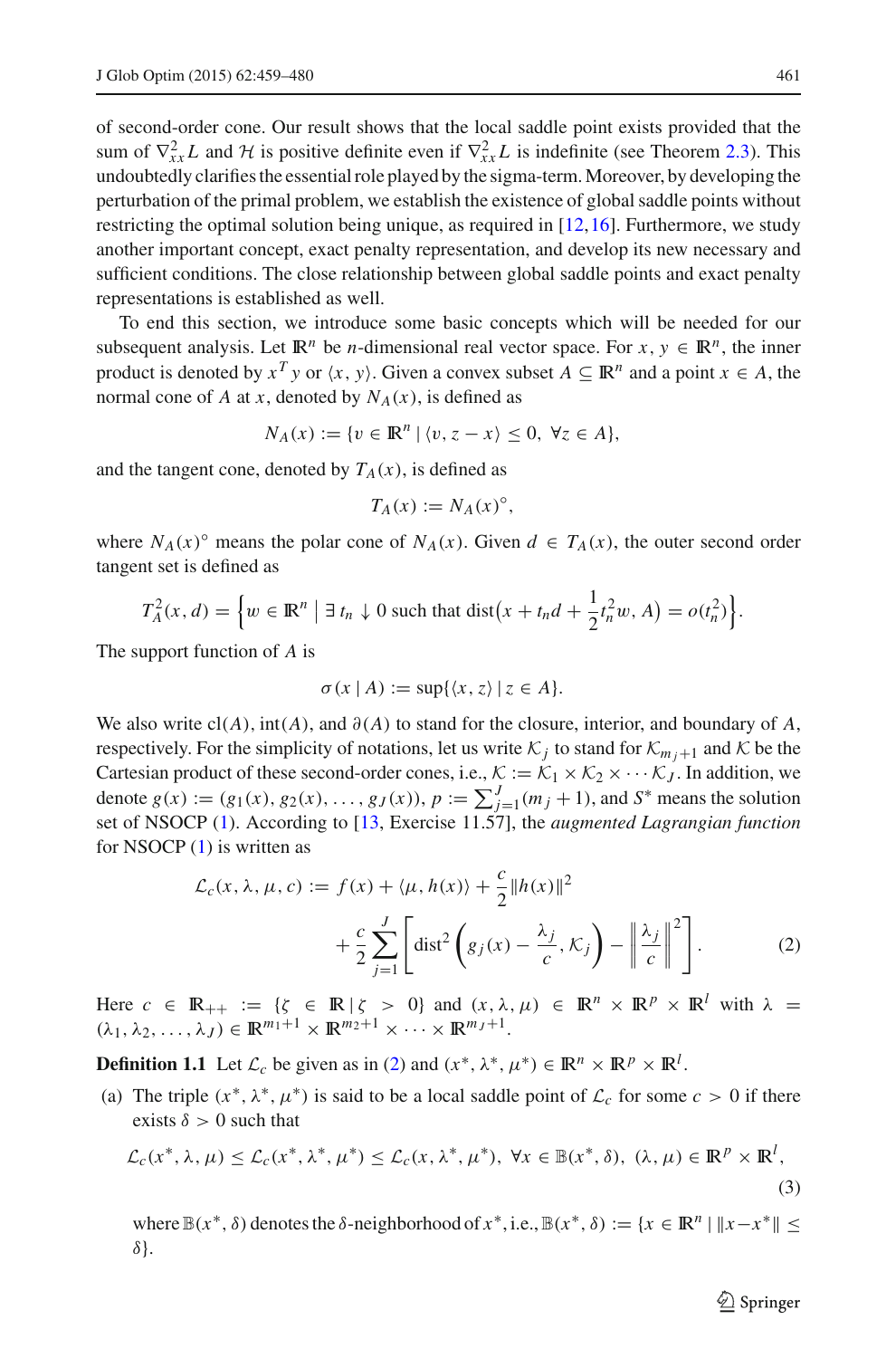of second-order cone. Our result shows that the local saddle point exists provided that the sum of $\nabla^2_{xx} L$ and $\mathcal{H}$ is positive definite even if $\nabla^2_{xx} L$ is indefinite (see Theorem 2.3). This undoubtedly clarifies the essential role played by the sigma-term. Moreover, by developing the perturbation of the primal problem, we establish the existence of global saddle points without restricting the optimal solution being unique, as required in [12,16]. Furthermore, we study another important concept, exact penalty representation, and develop its new necessary and sufficient conditions. The close relationship between global saddle points and exact penalty representations is established as well.

To end this section, we introduce some basic concepts which will be needed for our subsequent analysis. Let $\mathbb{R}^n$ be $n$-dimensional real vector space. For $x, y \in \mathbb{R}^n$, the inner product is denoted by $x^T y$ or $\langle x, y\rangle$. Given a convex subset $A \subseteq \mathbb{R}^n$ and a point $x \in A$, the normal cone of $A$ at $x$, denoted by $N_A(x)$, is defined as

$$N_A(x) := \{v \in \mathbb{R}^n \mid \langle v, z - x\rangle \leq 0, \ \forall z \in A\},$$

and the tangent cone, denoted by $T_A(x)$, is defined as

$$T_A(x) := N_A(x)^\circ,$$

where $N_A(x)^\circ$ means the polar cone of $N_A(x)$. Given $d \in T_A(x)$, the outer second order tangent set is defined as

$$T_A^2(x, d) = \Big\{w \in \mathbb{R}^n \ \Big| \ \exists\, t_n \downarrow 0 \text{ such that } \operatorname{dist}\big(x + t_n d + \frac{1}{2} t_n^2 w, A\big) = o(t_n^2)\Big\}.$$

The support function of $A$ is

$$\sigma(x \mid A) := \sup\{\langle x, z\rangle \mid z \in A\}.$$

We also write $\operatorname{cl}(A)$, $\operatorname{int}(A)$, and $\partial(A)$ to stand for the closure, interior, and boundary of $A$, respectively. For the simplicity of notations, let us write $\mathcal{K}_j$ to stand for $\mathcal{K}_{m_j+1}$ and $\mathcal{K}$ be the Cartesian product of these second-order cones, i.e., $\mathcal{K} := \mathcal{K}_1 \times \mathcal{K}_2 \times \cdots \mathcal{K}_J$. In addition, we denote $g(x) := (g_1(x), g_2(x), \ldots, g_J(x))$, $p := \sum_{j=1}^J (m_j + 1)$, and $S^*$ means the solution set of NSOCP (1). According to [13, Exercise 11.57], the *augmented Lagrangian function* for NSOCP (1) is written as

$$\begin{aligned}\mathcal{L}_c(x, \lambda, \mu, c) := {} & f(x) + \langle \mu, h(x)\rangle + \frac{c}{2}\|h(x)\|^2 \\ & + \frac{c}{2}\sum_{j=1}^J \left[\operatorname{dist}^2\left(g_j(x) - \frac{\lambda_j}{c}, \mathcal{K}_j\right) - \left\|\frac{\lambda_j}{c}\right\|^2\right]. \end{aligned} \tag{2}$$

Here $c \in \mathbb{R}_{++} := \{\zeta \in \mathbb{R} \mid \zeta > 0\}$ and $(x, \lambda, \mu) \in \mathbb{R}^n \times \mathbb{R}^p \times \mathbb{R}^l$ with $\lambda = (\lambda_1, \lambda_2, \ldots, \lambda_J) \in \mathbb{R}^{m_1+1} \times \mathbb{R}^{m_2+1} \times \cdots \times \mathbb{R}^{m_J+1}$.

**Definition 1.1** Let $\mathcal{L}_c$ be given as in (2) and $(x^*, \lambda^*, \mu^*) \in \mathbb{R}^n \times \mathbb{R}^p \times \mathbb{R}^l$.

(a) The triple $(x^*, \lambda^*, \mu^*)$ is said to be a local saddle point of $\mathcal{L}_c$ for some $c > 0$ if there exists $\delta > 0$ such that

$$\mathcal{L}_c(x^*, \lambda, \mu) \leq \mathcal{L}_c(x^*, \lambda^*, \mu^*) \leq \mathcal{L}_c(x, \lambda^*, \mu^*), \ \forall x \in \mathbb{B}(x^*, \delta), \ (\lambda, \mu) \in \mathbb{R}^p \times \mathbb{R}^l, \tag{3}$$

where $\mathbb{B}(x^*, \delta)$ denotes the $\delta$-neighborhood of $x^*$, i.e., $\mathbb{B}(x^*, \delta) := \{x \in \mathbb{R}^n \mid \|x - x^*\| \leq \delta\}$.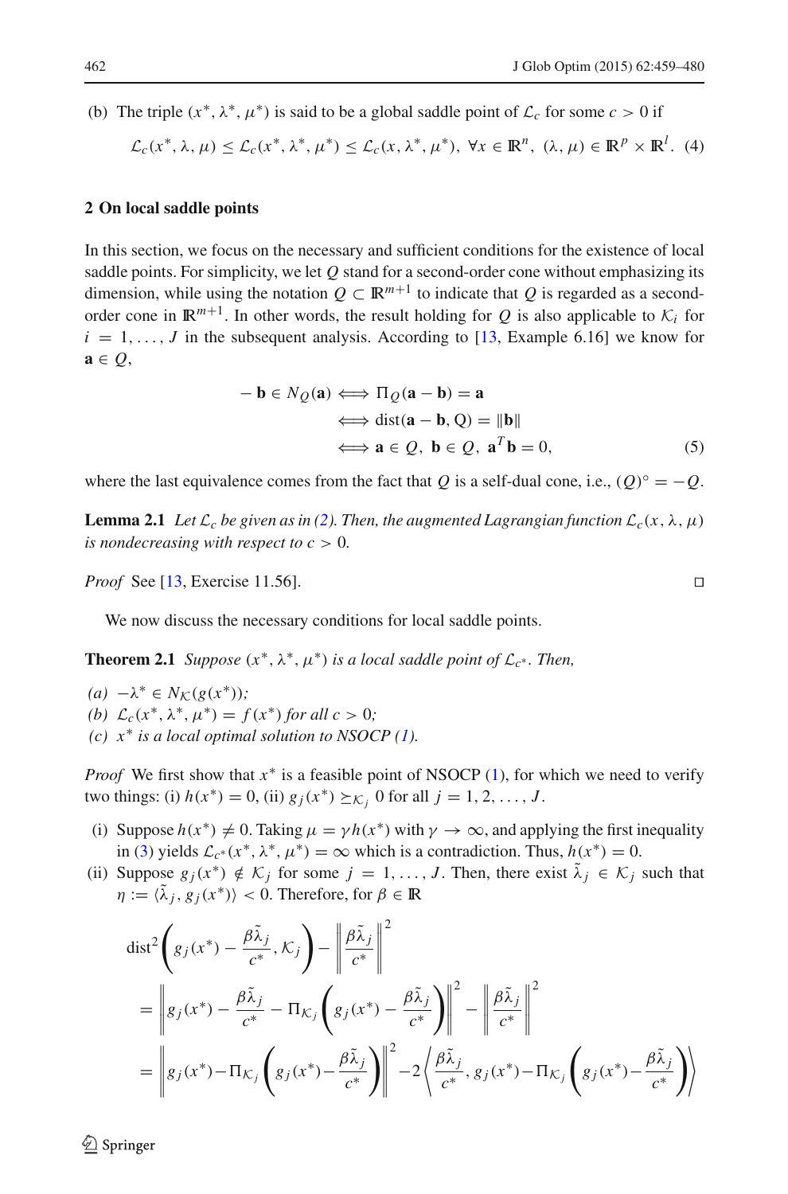(b) The triple $(x^*, \lambda^*, \mu^*)$ is said to be a global saddle point of $\mathcal{L}_c$ for some $c > 0$ if

$$\mathcal{L}_c(x^*, \lambda, \mu) \le \mathcal{L}_c(x^*, \lambda^*, \mu^*) \le \mathcal{L}_c(x, \lambda^*, \mu^*), \ \forall x \in \mathbb{R}^n, \ (\lambda, \mu) \in \mathbb{R}^p \times \mathbb{R}^l. \quad (4)$$

## 2 On local saddle points

In this section, we focus on the necessary and sufficient conditions for the existence of local saddle points. For simplicity, we let $Q$ stand for a second-order cone without emphasizing its dimension, while using the notation $Q \subset \mathbb{R}^{m+1}$ to indicate that $Q$ is regarded as a second-order cone in $\mathbb{R}^{m+1}$. In other words, the result holding for $Q$ is also applicable to $\mathcal{K}_i$ for $i = 1, \ldots, J$ in the subsequent analysis. According to [13, Example 6.16] we know for $\mathbf{a} \in Q$,

$$\begin{aligned} -\mathbf{b} \in N_Q(\mathbf{a}) &\Longleftrightarrow \Pi_Q(\mathbf{a} - \mathbf{b}) = \mathbf{a} \\ &\Longleftrightarrow \text{dist}(\mathbf{a} - \mathbf{b}, \text{Q}) = \|\mathbf{b}\| \\ &\Longleftrightarrow \mathbf{a} \in Q, \ \mathbf{b} \in Q, \ \mathbf{a}^T\mathbf{b} = 0, \end{aligned} \quad (5)$$

where the last equivalence comes from the fact that $Q$ is a self-dual cone, i.e., $(Q)^\circ = -Q$.

**Lemma 2.1** *Let $\mathcal{L}_c$ be given as in (2). Then, the augmented Lagrangian function $\mathcal{L}_c(x, \lambda, \mu)$ is nondecreasing with respect to $c > 0$.*

*Proof* See [13, Exercise 11.56]. □

We now discuss the necessary conditions for local saddle points.

**Theorem 2.1** *Suppose $(x^*, \lambda^*, \mu^*)$ is a local saddle point of $\mathcal{L}_{c^*}$. Then,*

*(a) $-\lambda^* \in N_{\mathcal{K}}(g(x^*))$;*
*(b) $\mathcal{L}_c(x^*, \lambda^*, \mu^*) = f(x^*)$ for all $c > 0$;*
*(c) $x^*$ is a local optimal solution to NSOCP (1).*

*Proof* We first show that $x^*$ is a feasible point of NSOCP (1), for which we need to verify two things: (i) $h(x^*) = 0$, (ii) $g_j(x^*) \succeq_{\mathcal{K}_j} 0$ for all $j = 1, 2, \ldots, J$.

(i) Suppose $h(x^*) \neq 0$. Taking $\mu = \gamma h(x^*)$ with $\gamma \to \infty$, and applying the first inequality in (3) yields $\mathcal{L}_{c^*}(x^*, \lambda^*, \mu^*) = \infty$ which is a contradiction. Thus, $h(x^*) = 0$.
(ii) Suppose $g_j(x^*) \notin \mathcal{K}_j$ for some $j = 1, \ldots, J$. Then, there exist $\tilde{\lambda}_j \in \mathcal{K}_j$ such that $\eta := \langle \tilde{\lambda}_j, g_j(x^*) \rangle < 0$. Therefore, for $\beta \in \mathbb{R}$

$$\begin{aligned} &\text{dist}^2\left(g_j(x^*) - \frac{\beta\tilde{\lambda}_j}{c^*}, \mathcal{K}_j\right) - \left\|\frac{\beta\tilde{\lambda}_j}{c^*}\right\|^2 \\ &= \left\|g_j(x^*) - \frac{\beta\tilde{\lambda}_j}{c^*} - \Pi_{\mathcal{K}_j}\left(g_j(x^*) - \frac{\beta\tilde{\lambda}_j}{c^*}\right)\right\|^2 - \left\|\frac{\beta\tilde{\lambda}_j}{c^*}\right\|^2 \\ &= \left\|g_j(x^*) - \Pi_{\mathcal{K}_j}\left(g_j(x^*) - \frac{\beta\tilde{\lambda}_j}{c^*}\right)\right\|^2 - 2\left\langle \frac{\beta\tilde{\lambda}_j}{c^*}, g_j(x^*) - \Pi_{\mathcal{K}_j}\left(g_j(x^*) - \frac{\beta\tilde{\lambda}_j}{c^*}\right)\right\rangle \end{aligned}$$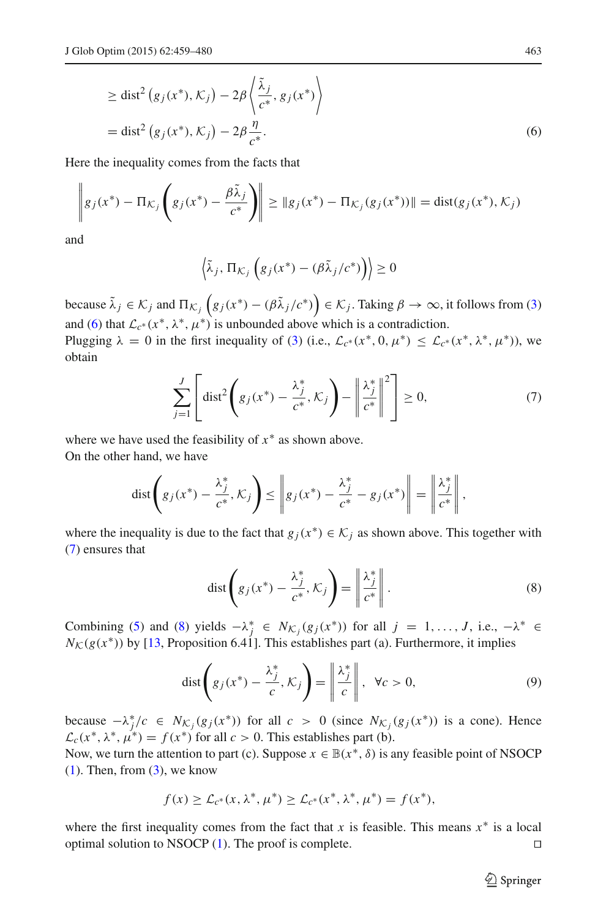$$\geq \operatorname{dist}^2\left(g_j(x^*), \mathcal{K}_j\right) - 2\beta \left\langle \frac{\tilde{\lambda}_j}{c^*}, g_j(x^*) \right\rangle$$

$$= \operatorname{dist}^2\left(g_j(x^*), \mathcal{K}_j\right) - 2\beta \frac{\eta}{c^*}. \tag{6}$$

Here the inequality comes from the facts that

$$\left\| g_j(x^*) - \Pi_{\mathcal{K}_j}\left(g_j(x^*) - \frac{\beta \tilde{\lambda}_j}{c^*}\right) \right\| \geq \|g_j(x^*) - \Pi_{\mathcal{K}_j}(g_j(x^*))\| = \operatorname{dist}(g_j(x^*), \mathcal{K}_j)$$

and

$$\left\langle \tilde{\lambda}_j, \Pi_{\mathcal{K}_j}\left(g_j(x^*) - (\beta \tilde{\lambda}_j / c^*)\right) \right\rangle \geq 0$$

because $\tilde{\lambda}_j \in \mathcal{K}_j$ and $\Pi_{\mathcal{K}_j}\left(g_j(x^*) - (\beta \tilde{\lambda}_j / c^*)\right) \in \mathcal{K}_j$. Taking $\beta \to \infty$, it follows from (3) and (6) that $\mathcal{L}_{c^*}(x^*, \lambda^*, \mu^*)$ is unbounded above which is a contradiction.

Plugging $\lambda = 0$ in the first inequality of (3) (i.e., $\mathcal{L}_{c^*}(x^*, 0, \mu^*) \leq \mathcal{L}_{c^*}(x^*, \lambda^*, \mu^*)$), we obtain

$$\sum_{j=1}^{J} \left[ \operatorname{dist}^2\left( g_j(x^*) - \frac{\lambda_j^*}{c^*}, \mathcal{K}_j \right) - \left\| \frac{\lambda_j^*}{c^*} \right\|^2 \right] \geq 0, \tag{7}$$

where we have used the feasibility of $x^*$ as shown above.

On the other hand, we have

$$\operatorname{dist}\left( g_j(x^*) - \frac{\lambda_j^*}{c^*}, \mathcal{K}_j \right) \leq \left\| g_j(x^*) - \frac{\lambda_j^*}{c^*} - g_j(x^*) \right\| = \left\| \frac{\lambda_j^*}{c^*} \right\|,$$

where the inequality is due to the fact that $g_j(x^*) \in \mathcal{K}_j$ as shown above. This together with (7) ensures that

$$\operatorname{dist}\left( g_j(x^*) - \frac{\lambda_j^*}{c^*}, \mathcal{K}_j \right) = \left\| \frac{\lambda_j^*}{c^*} \right\|. \tag{8}$$

Combining (5) and (8) yields $-\lambda_j^* \in N_{\mathcal{K}_j}(g_j(x^*))$ for all $j = 1, \ldots, J$, i.e., $-\lambda^* \in N_{\mathcal{K}}(g(x^*))$ by [13, Proposition 6.41]. This establishes part (a). Furthermore, it implies

$$\operatorname{dist}\left( g_j(x^*) - \frac{\lambda_j^*}{c}, \mathcal{K}_j \right) = \left\| \frac{\lambda_j^*}{c} \right\|, \quad \forall c > 0, \tag{9}$$

because $-\lambda_j^*/c \in N_{\mathcal{K}_j}(g_j(x^*))$ for all $c > 0$ (since $N_{\mathcal{K}_j}(g_j(x^*))$ is a cone). Hence $\mathcal{L}_c(x^*, \lambda^*, \mu^*) = f(x^*)$ for all $c > 0$. This establishes part (b).

Now, we turn the attention to part (c). Suppose $x \in \mathbb{B}(x^*, \delta)$ is any feasible point of NSOCP (1). Then, from (3), we know

$$f(x) \geq \mathcal{L}_{c^*}(x, \lambda^*, \mu^*) \geq \mathcal{L}_{c^*}(x^*, \lambda^*, \mu^*) = f(x^*),$$

where the first inequality comes from the fact that $x$ is feasible. This means $x^*$ is a local optimal solution to NSOCP (1). The proof is complete. □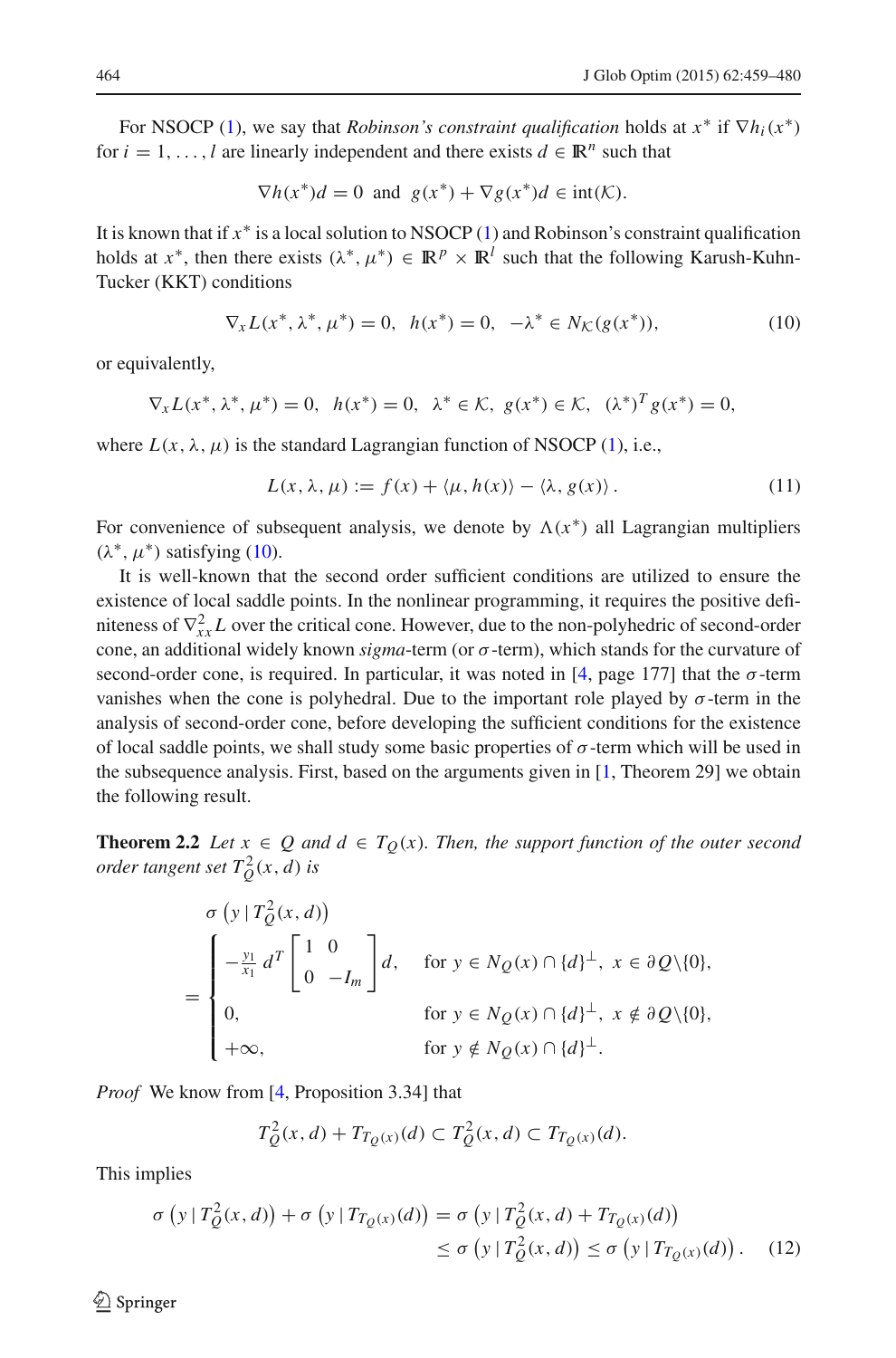For NSOCP (1), we say that *Robinson's constraint qualification* holds at $x^*$ if $\nabla h_i(x^*)$ for $i = 1, \ldots, l$ are linearly independent and there exists $d \in \mathbb{R}^n$ such that

$$\nabla h(x^*)d = 0 \ \text{ and } \ g(x^*) + \nabla g(x^*)d \in \text{int}(\mathcal{K}).$$

It is known that if $x^*$ is a local solution to NSOCP (1) and Robinson's constraint qualification holds at $x^*$, then there exists $(\lambda^*, \mu^*) \in \mathbb{R}^p \times \mathbb{R}^l$ such that the following Karush-Kuhn-Tucker (KKT) conditions

$$\nabla_x L(x^*, \lambda^*, \mu^*) = 0, \ \ h(x^*) = 0, \ \ -\lambda^* \in N_{\mathcal{K}}(g(x^*)), \tag{10}$$

or equivalently,

$$\nabla_x L(x^*, \lambda^*, \mu^*) = 0, \ \ h(x^*) = 0, \ \ \lambda^* \in \mathcal{K}, \ g(x^*) \in \mathcal{K}, \ \ (\lambda^*)^T g(x^*) = 0,$$

where $L(x, \lambda, \mu)$ is the standard Lagrangian function of NSOCP (1), i.e.,

$$L(x, \lambda, \mu) := f(x) + \langle \mu, h(x) \rangle - \langle \lambda, g(x) \rangle. \tag{11}$$

For convenience of subsequent analysis, we denote by $\Lambda(x^*)$ all Lagrangian multipliers $(\lambda^*, \mu^*)$ satisfying (10).

It is well-known that the second order sufficient conditions are utilized to ensure the existence of local saddle points. In the nonlinear programming, it requires the positive definiteness of $\nabla^2_{xx} L$ over the critical cone. However, due to the non-polyhedric of second-order cone, an additional widely known *sigma*-term (or $\sigma$-term), which stands for the curvature of second-order cone, is required. In particular, it was noted in [4, page 177] that the $\sigma$-term vanishes when the cone is polyhedral. Due to the important role played by $\sigma$-term in the analysis of second-order cone, before developing the sufficient conditions for the existence of local saddle points, we shall study some basic properties of $\sigma$-term which will be used in the subsequence analysis. First, based on the arguments given in [1, Theorem 29] we obtain the following result.

**Theorem 2.2** *Let $x \in Q$ and $d \in T_Q(x)$. Then, the support function of the outer second order tangent set $T^2_Q(x, d)$ is*

$$\sigma\left(y \mid T^2_Q(x, d)\right) = \begin{cases} -\frac{y_1}{x_1} d^T \begin{bmatrix} 1 & 0 \\ 0 & -I_m \end{bmatrix} d, & \text{for } y \in N_Q(x) \cap \{d\}^\perp, \ x \in \partial Q \backslash \{0\}, \\ 0, & \text{for } y \in N_Q(x) \cap \{d\}^\perp, \ x \notin \partial Q \backslash \{0\}, \\ +\infty, & \text{for } y \notin N_Q(x) \cap \{d\}^\perp. \end{cases}$$

*Proof* We know from [4, Proposition 3.34] that

$$T^2_Q(x, d) + T_{T_Q(x)}(d) \subset T^2_Q(x, d) \subset T_{T_Q(x)}(d).$$

This implies

$$\begin{aligned} \sigma\left(y \mid T^2_Q(x, d)\right) + \sigma\left(y \mid T_{T_Q(x)}(d)\right) &= \sigma\left(y \mid T^2_Q(x, d) + T_{T_Q(x)}(d)\right) \\ &\leq \sigma\left(y \mid T^2_Q(x, d)\right) \leq \sigma\left(y \mid T_{T_Q(x)}(d)\right). \end{aligned} \tag{12}$$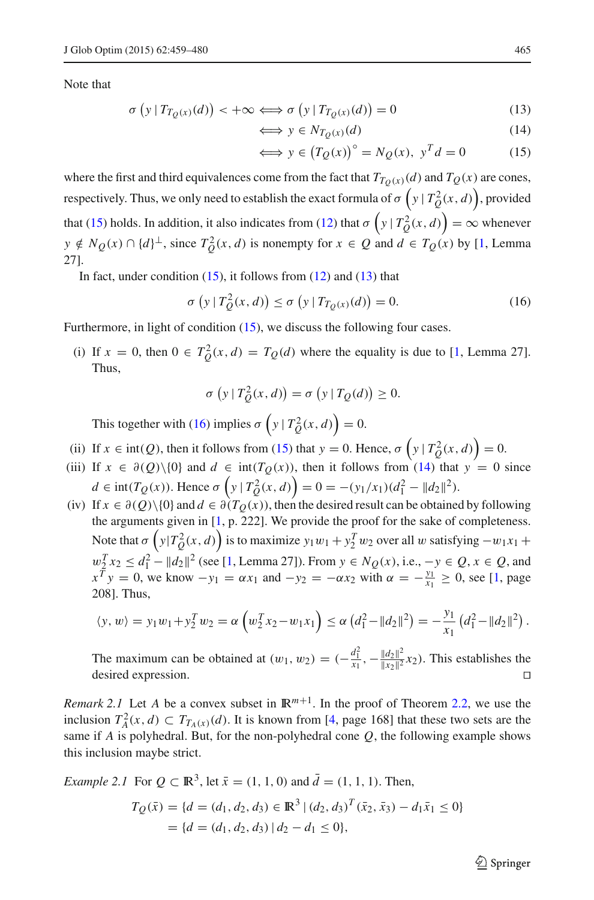Note that

$$\sigma\left(y \mid T_{T_Q(x)}(d)\right) < +\infty \iff \sigma\left(y \mid T_{T_Q(x)}(d)\right) = 0 \tag{13}$$

$$\iff y \in N_{T_Q(x)}(d) \tag{14}$$

$$\iff y \in \left(T_Q(x)\right)^{\circ} = N_Q(x),\ y^T d = 0 \tag{15}$$

where the first and third equivalences come from the fact that $T_{T_Q(x)}(d)$ and $T_Q(x)$ are cones, respectively. Thus, we only need to establish the exact formula of $\sigma\left(y \mid T^2_Q(x,d)\right)$, provided that (15) holds. In addition, it also indicates from (12) that $\sigma\left(y \mid T^2_Q(x,d)\right) = \infty$ whenever $y \notin N_Q(x) \cap \{d\}^{\perp}$, since $T^2_Q(x,d)$ is nonempty for $x \in Q$ and $d \in T_Q(x)$ by [1, Lemma 27].

In fact, under condition (15), it follows from (12) and (13) that

$$\sigma\left(y \mid T^2_Q(x,d)\right) \le \sigma\left(y \mid T_{T_Q(x)}(d)\right) = 0. \tag{16}$$

Furthermore, in light of condition (15), we discuss the following four cases.

(i) If $x = 0$, then $0 \in T^2_Q(x,d) = T_Q(d)$ where the equality is due to [1, Lemma 27]. Thus,

$$\sigma\left(y \mid T^2_Q(x,d)\right) = \sigma\left(y \mid T_Q(d)\right) \ge 0.$$

This together with (16) implies $\sigma\left(y \mid T^2_Q(x,d)\right) = 0$.

(ii) If $x \in \mathrm{int}(Q)$, then it follows from (15) that $y = 0$. Hence, $\sigma\left(y \mid T^2_Q(x,d)\right) = 0$.

(iii) If $x \in \partial(Q)\backslash\{0\}$ and $d \in \mathrm{int}(T_Q(x))$, then it follows from (14) that $y = 0$ since $d \in \mathrm{int}(T_Q(x))$. Hence $\sigma\left(y \mid T^2_Q(x,d)\right) = 0 = -(y_1/x_1)(d_1^2 - \|d_2\|^2)$.

(iv) If $x \in \partial(Q)\backslash\{0\}$ and $d \in \partial(T_Q(x))$, then the desired result can be obtained by following the arguments given in [1, p. 222]. We provide the proof for the sake of completeness. Note that $\sigma\left(y|T^2_Q(x,d)\right)$ is to maximize $y_1 w_1 + y_2^T w_2$ over all $w$ satisfying $-w_1 x_1 + w_2^T x_2 \le d_1^2 - \|d_2\|^2$ (see [1, Lemma 27]). From $y \in N_Q(x)$, i.e., $-y \in Q$, $x \in Q$, and $x^T y = 0$, we know $-y_1 = \alpha x_1$ and $-y_2 = -\alpha x_2$ with $\alpha = -\frac{y_1}{x_1} \ge 0$, see [1, page 208]. Thus,

$$\langle y, w\rangle = y_1 w_1 + y_2^T w_2 = \alpha\left(w_2^T x_2 - w_1 x_1\right) \le \alpha\left(d_1^2 - \|d_2\|^2\right) = -\frac{y_1}{x_1}\left(d_1^2 - \|d_2\|^2\right).$$

The maximum can be obtained at $(w_1, w_2) = \left(-\frac{d_1^2}{x_1}, -\frac{\|d_2\|^2}{\|x_2\|^2}x_2\right)$. This establishes the desired expression. $\square$

*Remark 2.1* Let $A$ be a convex subset in $\mathbb{R}^{m+1}$. In the proof of Theorem 2.2, we use the inclusion $T^2_A(x,d) \subset T_{T_A(x)}(d)$. It is known from [4, page 168] that these two sets are the same if $A$ is polyhedral. But, for the non-polyhedral cone $Q$, the following example shows this inclusion maybe strict.

*Example 2.1* For $Q \subset \mathbb{R}^3$, let $\bar{x} = (1,1,0)$ and $\bar{d} = (1,1,1)$. Then,

$$T_Q(\bar{x}) = \{d = (d_1, d_2, d_3) \in \mathbb{R}^3 \mid (d_2, d_3)^T(\bar{x}_2, \bar{x}_3) - d_1\bar{x}_1 \le 0\}$$
$$= \{d = (d_1, d_2, d_3) \mid d_2 - d_1 \le 0\},$$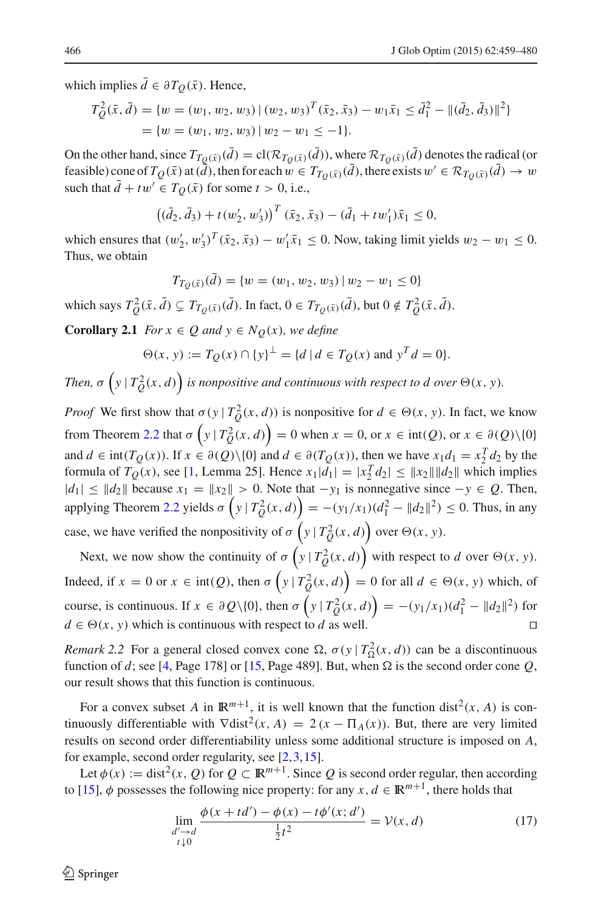which implies $\bar{d} \in \partial T_Q(\bar{x})$. Hence,

$$
\begin{aligned}
T_Q^2(\bar{x}, \bar{d}) &= \{w = (w_1, w_2, w_3) \mid (w_2, w_3)^T(\bar{x}_2, \bar{x}_3) - w_1\bar{x}_1 \leq \bar{d}_1^2 - \|(\bar{d}_2, \bar{d}_3)\|^2\} \\
&= \{w = (w_1, w_2, w_3) \mid w_2 - w_1 \leq -1\}.
\end{aligned}
$$

On the other hand, since $T_{T_Q(\bar{x})}(\bar{d}) = \mathrm{cl}(\mathcal{R}_{T_Q(\bar{x})}(\bar{d}))$, where $\mathcal{R}_{T_Q(\bar{x})}(\bar{d})$ denotes the radical (or feasible) cone of $T_Q(\bar{x})$ at $(\bar{d})$, then for each $w \in T_{T_Q(\bar{x})}(\bar{d})$, there exists $w' \in \mathcal{R}_{T_Q(\bar{x})}(\bar{d}) \to w$ such that $\bar{d} + tw' \in T_Q(\bar{x})$ for some $t > 0$, i.e.,

$$
\left((\bar{d}_2, \bar{d}_3) + t(w_2', w_3')\right)^T(\bar{x}_2, \bar{x}_3) - (\bar{d}_1 + tw_1')\bar{x}_1 \leq 0,
$$

which ensures that $(w_2', w_3')^T(\bar{x}_2, \bar{x}_3) - w_1'\bar{x}_1 \leq 0$. Now, taking limit yields $w_2 - w_1 \leq 0$. Thus, we obtain

$$
T_{T_Q(\bar{x})}(\bar{d}) = \{w = (w_1, w_2, w_3) \mid w_2 - w_1 \leq 0\}
$$

which says $T_Q^2(\bar{x}, \bar{d}) \subsetneq T_{T_Q(\bar{x})}(\bar{d})$. In fact, $0 \in T_{T_Q(\bar{x})}(\bar{d})$, but $0 \notin T_Q^2(\bar{x}, \bar{d})$.

**Corollary 2.1** *For $x \in Q$ and $y \in N_Q(x)$, we define*

$$
\Theta(x, y) := T_Q(x) \cap \{y\}^\perp = \{d \mid d \in T_Q(x) \text{ and } y^T d = 0\}.
$$

*Then, $\sigma\left(y \mid T_Q^2(x, d)\right)$ is nonpositive and continuous with respect to $d$ over $\Theta(x, y)$.*

*Proof* We first show that $\sigma(y \mid T_Q^2(x, d))$ is nonpositive for $d \in \Theta(x, y)$. In fact, we know from Theorem 2.2 that $\sigma\left(y \mid T_Q^2(x, d)\right) = 0$ when $x = 0$, or $x \in \mathrm{int}(Q)$, or $x \in \partial(Q)\backslash\{0\}$ and $d \in \mathrm{int}(T_Q(x))$. If $x \in \partial(Q)\backslash\{0\}$ and $d \in \partial(T_Q(x))$, then we have $x_1 d_1 = x_2^T d_2$ by the formula of $T_Q(x)$, see [1, Lemma 25]. Hence $x_1|d_1| = |x_2^T d_2| \leq \|x_2\|\|d_2\|$ which implies $|d_1| \leq \|d_2\|$ because $x_1 = \|x_2\| > 0$. Note that $-y_1$ is nonnegative since $-y \in Q$. Then, applying Theorem 2.2 yields $\sigma\left(y \mid T_Q^2(x, d)\right) = -(y_1/x_1)(d_1^2 - \|d_2\|^2) \leq 0$. Thus, in any case, we have verified the nonpositivity of $\sigma\left(y \mid T_Q^2(x, d)\right)$ over $\Theta(x, y)$.

Next, we now show the continuity of $\sigma\left(y \mid T_Q^2(x, d)\right)$ with respect to $d$ over $\Theta(x, y)$. Indeed, if $x = 0$ or $x \in \mathrm{int}(Q)$, then $\sigma\left(y \mid T_Q^2(x, d)\right) = 0$ for all $d \in \Theta(x, y)$ which, of course, is continuous. If $x \in \partial Q\backslash\{0\}$, then $\sigma\left(y \mid T_Q^2(x, d)\right) = -(y_1/x_1)(d_1^2 - \|d_2\|^2)$ for $d \in \Theta(x, y)$ which is continuous with respect to $d$ as well. □

*Remark 2.2* For a general closed convex cone $\Omega$, $\sigma(y \mid T_\Omega^2(x, d))$ can be a discontinuous function of $d$; see [4, Page 178] or [15, Page 489]. But, when $\Omega$ is the second order cone $Q$, our result shows that this function is continuous.

For a convex subset $A$ in $\mathbb{R}^{m+1}$, it is well known that the function $\mathrm{dist}^2(x, A)$ is continuously differentiable with $\nabla \mathrm{dist}^2(x, A) = 2(x - \Pi_A(x))$. But, there are very limited results on second order differentiability unless some additional structure is imposed on $A$, for example, second order regularity, see [2,3,15].

Let $\phi(x) := \mathrm{dist}^2(x, Q)$ for $Q \subset \mathbb{R}^{m+1}$. Since $Q$ is second order regular, then according to [15], $\phi$ possesses the following nice property: for any $x, d \in \mathbb{R}^{m+1}$, there holds that

$$
\lim_{\substack{d' \to d \\ t \downarrow 0}} \frac{\phi(x + td') - \phi(x) - t\phi'(x; d')}{\frac{1}{2}t^2} = \mathcal{V}(x, d) \tag{17}
$$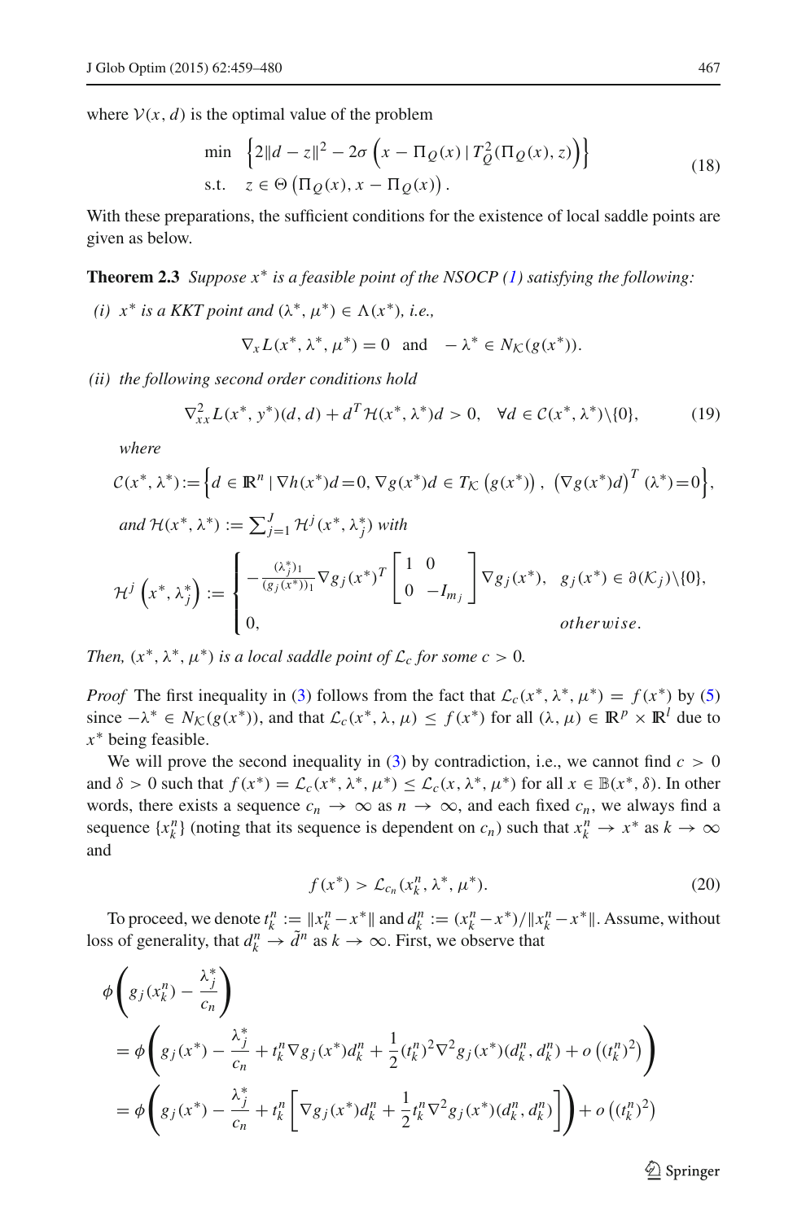where $\mathcal{V}(x, d)$ is the optimal value of the problem

$$
\begin{aligned}
\min \quad & \left\{2\|d - z\|^2 - 2\sigma\left(x - \Pi_Q(x) \mid T_Q^2(\Pi_Q(x), z)\right)\right\} \\
\text{s.t.} \quad & z \in \Theta\left(\Pi_Q(x), x - \Pi_Q(x)\right).
\end{aligned}
\tag{18}
$$

With these preparations, the sufficient conditions for the existence of local saddle points are given as below.

**Theorem 2.3** *Suppose $x^*$ is a feasible point of the NSOCP (1) satisfying the following:*

*(i) $x^*$ is a KKT point and $(\lambda^*, \mu^*) \in \Lambda(x^*)$, i.e.,*

$$
\nabla_x L(x^*, \lambda^*, \mu^*) = 0 \quad \text{and} \quad -\lambda^* \in N_{\mathcal{K}}(g(x^*)).
$$

*(ii) the following second order conditions hold*

$$
\nabla^2_{xx} L(x^*, y^*)(d, d) + d^T \mathcal{H}(x^*, \lambda^*) d > 0, \quad \forall d \in \mathcal{C}(x^*, \lambda^*)\backslash\{0\},
\tag{19}
$$

*where*

$$
\mathcal{C}(x^*, \lambda^*) := \left\{d \in \mathbb{R}^n \mid \nabla h(x^*) d = 0, \nabla g(x^*) d \in T_{\mathcal{K}}\left(g(x^*)\right),\ \left(\nabla g(x^*) d\right)^T(\lambda^*) = 0\right\},
$$

*and $\mathcal{H}(x^*, \lambda^*) := \sum_{j=1}^J \mathcal{H}^j(x^*, \lambda_j^*)$ with*

$$
\mathcal{H}^j\left(x^*, \lambda_j^*\right) := \begin{cases} -\frac{(\lambda_j^*)_1}{(g_j(x^*))_1} \nabla g_j(x^*)^T \begin{bmatrix} 1 & 0 \\ 0 & -I_{m_j} \end{bmatrix} \nabla g_j(x^*), & g_j(x^*) \in \partial(\mathcal{K}_j)\backslash\{0\}, \\ 0, & \textit{otherwise}. \end{cases}
$$

*Then, $(x^*, \lambda^*, \mu^*)$ is a local saddle point of $\mathcal{L}_c$ for some $c > 0$.*

*Proof* The first inequality in (3) follows from the fact that $\mathcal{L}_c(x^*, \lambda^*, \mu^*) = f(x^*)$ by (5) since $-\lambda^* \in N_{\mathcal{K}}(g(x^*))$, and that $\mathcal{L}_c(x^*, \lambda, \mu) \leq f(x^*)$ for all $(\lambda, \mu) \in \mathbb{R}^p \times \mathbb{R}^l$ due to $x^*$ being feasible.

We will prove the second inequality in (3) by contradiction, i.e., we cannot find $c > 0$ and $\delta > 0$ such that $f(x^*) = \mathcal{L}_c(x^*, \lambda^*, \mu^*) \leq \mathcal{L}_c(x, \lambda^*, \mu^*)$ for all $x \in \mathbb{B}(x^*, \delta)$. In other words, there exists a sequence $c_n \to \infty$ as $n \to \infty$, and each fixed $c_n$, we always find a sequence $\{x_k^n\}$ (noting that its sequence is dependent on $c_n$) such that $x_k^n \to x^*$ as $k \to \infty$ and

$$
f(x^*) > \mathcal{L}_{c_n}(x_k^n, \lambda^*, \mu^*).
\tag{20}
$$

To proceed, we denote $t_k^n := \|x_k^n - x^*\|$ and $d_k^n := (x_k^n - x^*)/\|x_k^n - x^*\|$. Assume, without loss of generality, that $d_k^n \to \tilde{d}^n$ as $k \to \infty$. First, we observe that

$$
\begin{aligned}
&\phi\left(g_j(x_k^n) - \frac{\lambda_j^*}{c_n}\right) \\
&= \phi\left(g_j(x^*) - \frac{\lambda_j^*}{c_n} + t_k^n \nabla g_j(x^*) d_k^n + \frac{1}{2}(t_k^n)^2 \nabla^2 g_j(x^*)(d_k^n, d_k^n) + o\left((t_k^n)^2\right)\right) \\
&= \phi\left(g_j(x^*) - \frac{\lambda_j^*}{c_n} + t_k^n\left[\nabla g_j(x^*) d_k^n + \frac{1}{2} t_k^n \nabla^2 g_j(x^*)(d_k^n, d_k^n)\right]\right) + o\left((t_k^n)^2\right)
\end{aligned}
$$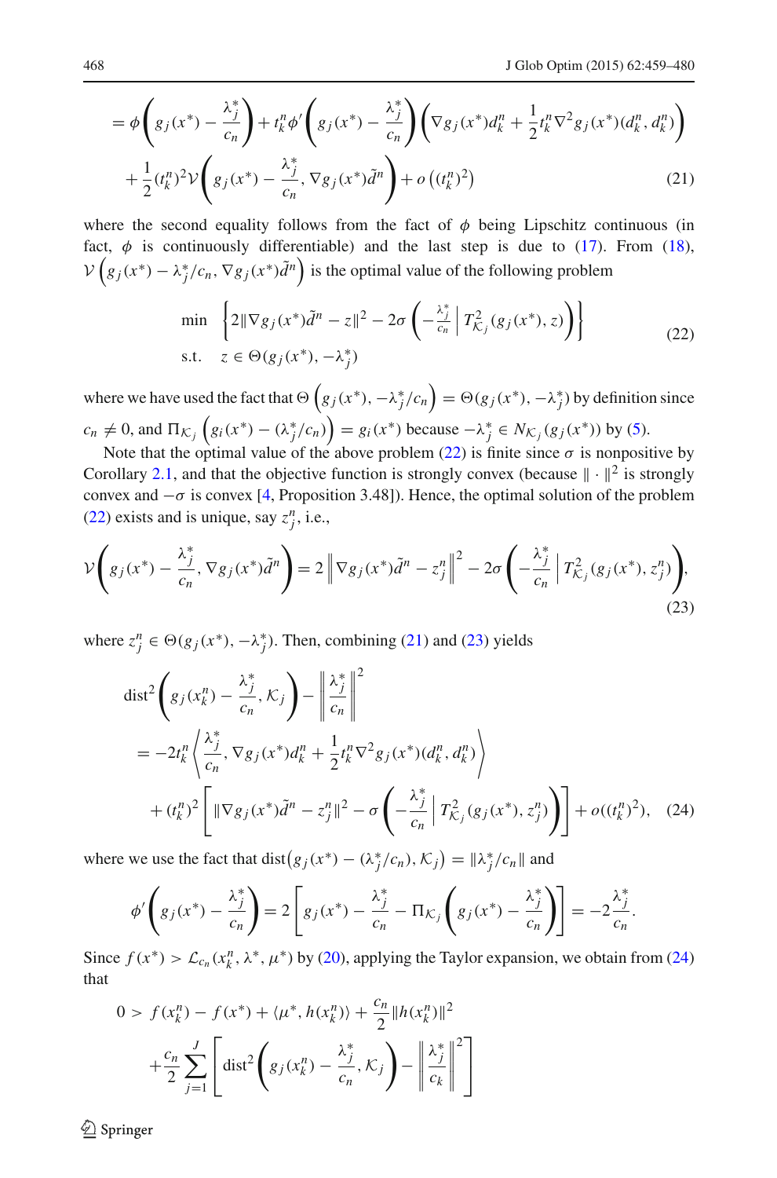$$
= \phi\left(g_j(x^*) - \frac{\lambda_j^*}{c_n}\right) + t_k^n \phi'\left(g_j(x^*) - \frac{\lambda_j^*}{c_n}\right)\left(\nabla g_j(x^*) d_k^n + \frac{1}{2} t_k^n \nabla^2 g_j(x^*)(d_k^n, d_k^n)\right)
$$

$$
+ \frac{1}{2}(t_k^n)^2 \mathcal{V}\left(g_j(x^*) - \frac{\lambda_j^*}{c_n}, \nabla g_j(x^*)\tilde{d}^n\right) + o\left((t_k^n)^2\right) \tag{21}
$$

where the second equality follows from the fact of $\phi$ being Lipschitz continuous (in fact, $\phi$ is continuously differentiable) and the last step is due to (17). From (18), $\mathcal{V}\left(g_j(x^*) - \lambda_j^*/c_n, \nabla g_j(x^*)\tilde{d}^n\right)$ is the optimal value of the following problem

$$
\begin{aligned}
&\min \quad \left\{2\|\nabla g_j(x^*)\tilde{d}^n - z\|^2 - 2\sigma\left(-\tfrac{\lambda_j^*}{c_n} \,\middle|\, T^2_{\mathcal{K}_j}(g_j(x^*), z)\right)\right\} \\
&\text{s.t.} \quad z \in \Theta(g_j(x^*), -\lambda_j^*)
\end{aligned} \tag{22}
$$

where we have used the fact that $\Theta\left(g_j(x^*), -\lambda_j^*/c_n\right) = \Theta(g_j(x^*), -\lambda_j^*)$ by definition since $c_n \neq 0$, and $\Pi_{\mathcal{K}_j}\left(g_i(x^*) - (\lambda_j^*/c_n)\right) = g_i(x^*)$ because $-\lambda_j^* \in N_{\mathcal{K}_j}(g_j(x^*))$ by (5).

Note that the optimal value of the above problem (22) is finite since $\sigma$ is nonpositive by Corollary 2.1, and that the objective function is strongly convex (because $\|\cdot\|^2$ is strongly convex and $-\sigma$ is convex [4, Proposition 3.48]). Hence, the optimal solution of the problem (22) exists and is unique, say $z_j^n$, i.e.,

$$
\mathcal{V}\left(g_j(x^*) - \frac{\lambda_j^*}{c_n}, \nabla g_j(x^*)\tilde{d}^n\right) = 2\left\|\nabla g_j(x^*)\tilde{d}^n - z_j^n\right\|^2 - 2\sigma\left(-\frac{\lambda_j^*}{c_n} \,\middle|\, T^2_{\mathcal{K}_j}(g_j(x^*), z_j^n)\right), \tag{23}
$$

where $z_j^n \in \Theta(g_j(x^*), -\lambda_j^*)$. Then, combining (21) and (23) yields

$$
\begin{aligned}
&\text{dist}^2\left(g_j(x_k^n) - \frac{\lambda_j^*}{c_n}, \mathcal{K}_j\right) - \left\|\frac{\lambda_j^*}{c_n}\right\|^2 \\
&= -2t_k^n\left\langle \frac{\lambda_j^*}{c_n}, \nabla g_j(x^*) d_k^n + \frac{1}{2} t_k^n \nabla^2 g_j(x^*)(d_k^n, d_k^n)\right\rangle \\
&\quad + (t_k^n)^2\left[\|\nabla g_j(x^*)\tilde{d}^n - z_j^n\|^2 - \sigma\left(-\frac{\lambda_j^*}{c_n} \,\middle|\, T^2_{\mathcal{K}_j}(g_j(x^*), z_j^n)\right)\right] + o((t_k^n)^2),
\end{aligned} \tag{24}
$$

where we use the fact that $\text{dist}\big(g_j(x^*) - (\lambda_j^*/c_n), \mathcal{K}_j\big) = \|\lambda_j^*/c_n\|$ and

$$
\phi'\left(g_j(x^*) - \frac{\lambda_j^*}{c_n}\right) = 2\left[g_j(x^*) - \frac{\lambda_j^*}{c_n} - \Pi_{\mathcal{K}_j}\left(g_j(x^*) - \frac{\lambda_j^*}{c_n}\right)\right] = -2\frac{\lambda_j^*}{c_n}.
$$

Since $f(x^*) > \mathcal{L}_{c_n}(x_k^n, \lambda^*, \mu^*)$ by (20), applying the Taylor expansion, we obtain from (24) that

$$
\begin{aligned}
0 > &\ f(x_k^n) - f(x^*) + \langle \mu^*, h(x_k^n)\rangle + \frac{c_n}{2}\|h(x_k^n)\|^2 \\
&+ \frac{c_n}{2}\sum_{j=1}^{J}\left[\text{dist}^2\left(g_j(x_k^n) - \frac{\lambda_j^*}{c_n}, \mathcal{K}_j\right) - \left\|\frac{\lambda_j^*}{c_k}\right\|^2\right]
\end{aligned}
$$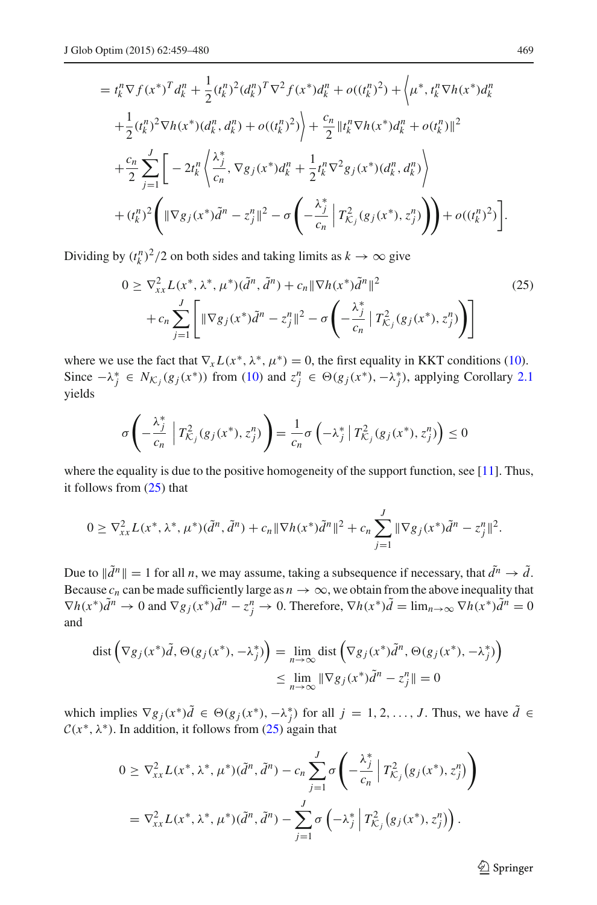$$
\begin{aligned}
&= t_k^n \nabla f(x^*)^T d_k^n + \frac{1}{2}(t_k^n)^2 (d_k^n)^T \nabla^2 f(x^*) d_k^n + o((t_k^n)^2) + \Big\langle \mu^*, t_k^n \nabla h(x^*) d_k^n \\
&\quad + \frac{1}{2}(t_k^n)^2 \nabla h(x^*)(d_k^n, d_k^n) + o((t_k^n)^2) \Big\rangle + \frac{c_n}{2} \| t_k^n \nabla h(x^*) d_k^n + o(t_k^n) \|^2 \\
&\quad + \frac{c_n}{2} \sum_{j=1}^{J} \Bigg[ -2 t_k^n \left\langle \frac{\lambda_j^*}{c_n}, \nabla g_j(x^*) d_k^n + \frac{1}{2} t_k^n \nabla^2 g_j(x^*)(d_k^n, d_k^n) \right\rangle \\
&\quad + (t_k^n)^2 \left( \| \nabla g_j(x^*) \tilde{d}^n - z_j^n \|^2 - \sigma \left( -\frac{\lambda_j^*}{c_n} \,\Big|\, T^2_{\mathcal{K}_j}(g_j(x^*), z_j^n) \right) \right) + o((t_k^n)^2) \Bigg].
\end{aligned}
$$

Dividing by $(t_k^n)^2/2$ on both sides and taking limits as $k \to \infty$ give

$$
\begin{aligned}
0 \geq\, & \nabla^2_{xx} L(x^*, \lambda^*, \mu^*)(\tilde{d}^n, \tilde{d}^n) + c_n \| \nabla h(x^*) \tilde{d}^n \|^2 \\
& + c_n \sum_{j=1}^{J} \left[ \| \nabla g_j(x^*) \tilde{d}^n - z_j^n \|^2 - \sigma \left( -\frac{\lambda_j^*}{c_n} \,\Big|\, T^2_{\mathcal{K}_j}(g_j(x^*), z_j^n) \right) \right]
\end{aligned} \tag{25}
$$

where we use the fact that $\nabla_x L(x^*, \lambda^*, \mu^*) = 0$, the first equality in KKT conditions (10). Since $-\lambda_j^* \in N_{\mathcal{K}_j}(g_j(x^*))$ from (10) and $z_j^n \in \Theta(g_j(x^*), -\lambda_j^*)$, applying Corollary 2.1 yields

$$
\sigma \left( -\frac{\lambda_j^*}{c_n} \,\Big|\, T^2_{\mathcal{K}_j}(g_j(x^*), z_j^n) \right) = \frac{1}{c_n} \sigma \left( -\lambda_j^* \,\big|\, T^2_{\mathcal{K}_j}(g_j(x^*), z_j^n) \right) \leq 0
$$

where the equality is due to the positive homogeneity of the support function, see [11]. Thus, it follows from (25) that

$$
0 \geq \nabla^2_{xx} L(x^*, \lambda^*, \mu^*)(\tilde{d}^n, \tilde{d}^n) + c_n \| \nabla h(x^*) \tilde{d}^n \|^2 + c_n \sum_{j=1}^{J} \| \nabla g_j(x^*) \tilde{d}^n - z_j^n \|^2.
$$

Due to $\|\tilde{d}^n\| = 1$ for all $n$, we may assume, taking a subsequence if necessary, that $\tilde{d}^n \to \tilde{d}$. Because $c_n$ can be made sufficiently large as $n \to \infty$, we obtain from the above inequality that $\nabla h(x^*) \tilde{d}^n \to 0$ and $\nabla g_j(x^*) \tilde{d}^n - z_j^n \to 0$. Therefore, $\nabla h(x^*) \tilde{d} = \lim_{n \to \infty} \nabla h(x^*) \tilde{d}^n = 0$ and

$$
\begin{aligned}
\mathrm{dist} \left( \nabla g_j(x^*) \tilde{d}, \Theta(g_j(x^*), -\lambda_j^*) \right) &= \lim_{n \to \infty} \mathrm{dist} \left( \nabla g_j(x^*) \tilde{d}^n, \Theta(g_j(x^*), -\lambda_j^*) \right) \\
&\leq \lim_{n \to \infty} \| \nabla g_j(x^*) \tilde{d}^n - z_j^n \| = 0
\end{aligned}
$$

which implies $\nabla g_j(x^*) \tilde{d} \in \Theta(g_j(x^*), -\lambda_j^*)$ for all $j = 1, 2, \ldots, J$. Thus, we have $\tilde{d} \in \mathcal{C}(x^*, \lambda^*)$. In addition, it follows from (25) again that

$$
\begin{aligned}
0 &\geq \nabla^2_{xx} L(x^*, \lambda^*, \mu^*)(\tilde{d}^n, \tilde{d}^n) - c_n \sum_{j=1}^{J} \sigma \left( -\frac{\lambda_j^*}{c_n} \,\Big|\, T^2_{\mathcal{K}_j}\big(g_j(x^*), z_j^n\big) \right) \\
&= \nabla^2_{xx} L(x^*, \lambda^*, \mu^*)(\tilde{d}^n, \tilde{d}^n) - \sum_{j=1}^{J} \sigma \left( -\lambda_j^* \,\Big|\, T^2_{\mathcal{K}_j}\big(g_j(x^*), z_j^n\big) \right).
\end{aligned}
$$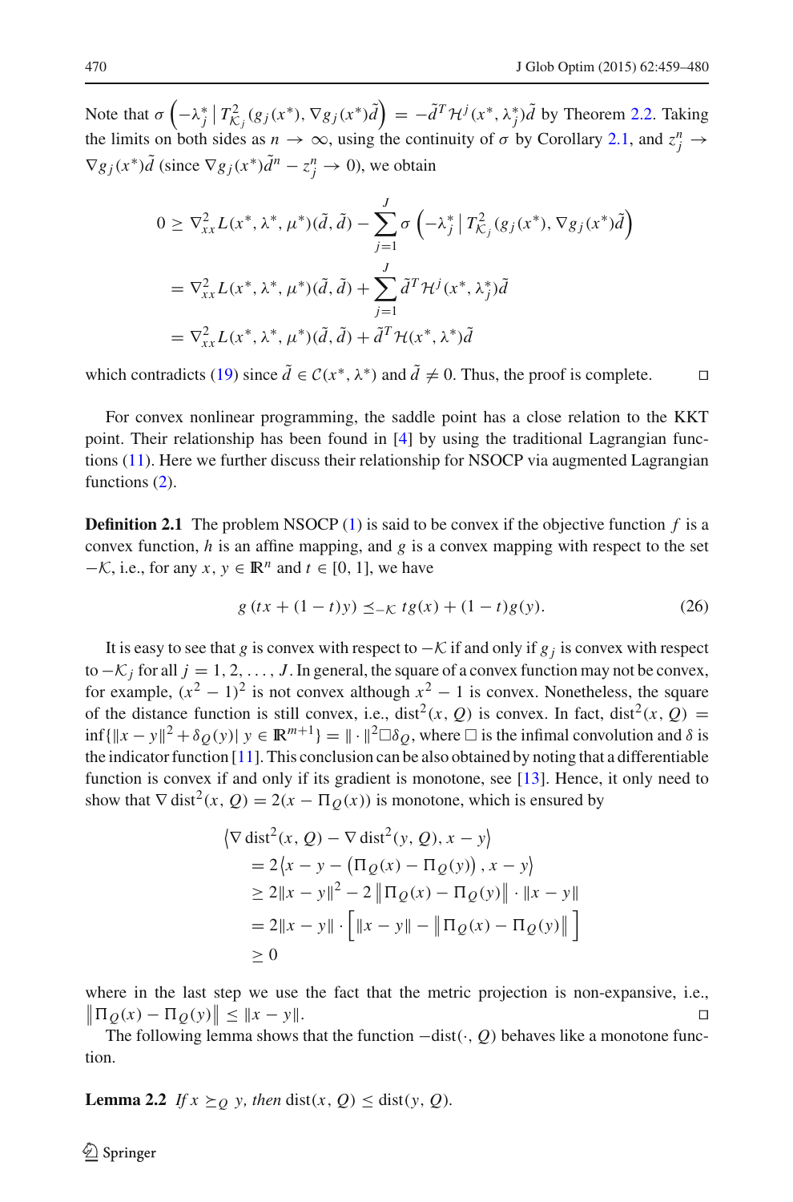Note that $\sigma\left(-\lambda_j^* \,\middle|\, T^2_{\mathcal{K}_j}(g_j(x^*), \nabla g_j(x^*)\tilde{d}\right) = -\tilde{d}^T \mathcal{H}^j(x^*, \lambda_j^*)\tilde{d}$ by Theorem 2.2. Taking the limits on both sides as $n \to \infty$, using the continuity of $\sigma$ by Corollary 2.1, and $z_j^n \to \nabla g_j(x^*)\tilde{d}$ (since $\nabla g_j(x^*)\tilde{d}^n - z_j^n \to 0$), we obtain

$$
\begin{aligned}
0 &\geq \nabla^2_{xx} L(x^*, \lambda^*, \mu^*)(\tilde{d}, \tilde{d}) - \sum_{j=1}^{J} \sigma\left(-\lambda_j^* \,\middle|\, T^2_{\mathcal{K}_j}(g_j(x^*), \nabla g_j(x^*)\tilde{d}\right) \\
&= \nabla^2_{xx} L(x^*, \lambda^*, \mu^*)(\tilde{d}, \tilde{d}) + \sum_{j=1}^{J} \tilde{d}^T \mathcal{H}^j(x^*, \lambda_j^*)\tilde{d} \\
&= \nabla^2_{xx} L(x^*, \lambda^*, \mu^*)(\tilde{d}, \tilde{d}) + \tilde{d}^T \mathcal{H}(x^*, \lambda^*)\tilde{d}
\end{aligned}
$$

which contradicts (19) since $\tilde{d} \in \mathcal{C}(x^*, \lambda^*)$ and $\tilde{d} \neq 0$. Thus, the proof is complete. $\square$

For convex nonlinear programming, the saddle point has a close relation to the KKT point. Their relationship has been found in [4] by using the traditional Lagrangian functions (11). Here we further discuss their relationship for NSOCP via augmented Lagrangian functions (2).

**Definition 2.1** The problem NSOCP (1) is said to be convex if the objective function $f$ is a convex function, $h$ is an affine mapping, and $g$ is a convex mapping with respect to the set $-\mathcal{K}$, i.e., for any $x, y \in \mathbb{R}^n$ and $t \in [0, 1]$, we have

$$
g\left(tx + (1-t)y\right) \preceq_{-\mathcal{K}} tg(x) + (1-t)g(y). \tag{26}
$$

It is easy to see that $g$ is convex with respect to $-\mathcal{K}$ if and only if $g_j$ is convex with respect to $-\mathcal{K}_j$ for all $j = 1, 2, \ldots, J$. In general, the square of a convex function may not be convex, for example, $(x^2 - 1)^2$ is not convex although $x^2 - 1$ is convex. Nonetheless, the square of the distance function is still convex, i.e., $\mathrm{dist}^2(x, Q)$ is convex. In fact, $\mathrm{dist}^2(x, Q) = \inf\{\|x - y\|^2 + \delta_Q(y) \,|\, y \in \mathbb{R}^{m+1}\} = \|\cdot\|^2 \Box \delta_Q$, where $\Box$ is the infimal convolution and $\delta$ is the indicator function [11]. This conclusion can be also obtained by noting that a differentiable function is convex if and only if its gradient is monotone, see [13]. Hence, it only need to show that $\nabla\,\mathrm{dist}^2(x, Q) = 2(x - \Pi_Q(x))$ is monotone, which is ensured by

$$
\begin{aligned}
&\left\langle \nabla\,\mathrm{dist}^2(x, Q) - \nabla\,\mathrm{dist}^2(y, Q), x - y \right\rangle \\
&\quad = 2\left\langle x - y - \left(\Pi_Q(x) - \Pi_Q(y)\right), x - y \right\rangle \\
&\quad \geq 2\|x - y\|^2 - 2\left\|\Pi_Q(x) - \Pi_Q(y)\right\| \cdot \|x - y\| \\
&\quad = 2\|x - y\| \cdot \left[\|x - y\| - \left\|\Pi_Q(x) - \Pi_Q(y)\right\|\right] \\
&\quad \geq 0
\end{aligned}
$$

where in the last step we use the fact that the metric projection is non-expansive, i.e., $\left\|\Pi_Q(x) - \Pi_Q(y)\right\| \leq \|x - y\|$. $\square$

The following lemma shows that the function $-\mathrm{dist}(\cdot, Q)$ behaves like a monotone function.

**Lemma 2.2** *If $x \succeq_Q y$, then* $\mathrm{dist}(x, Q) \leq \mathrm{dist}(y, Q)$.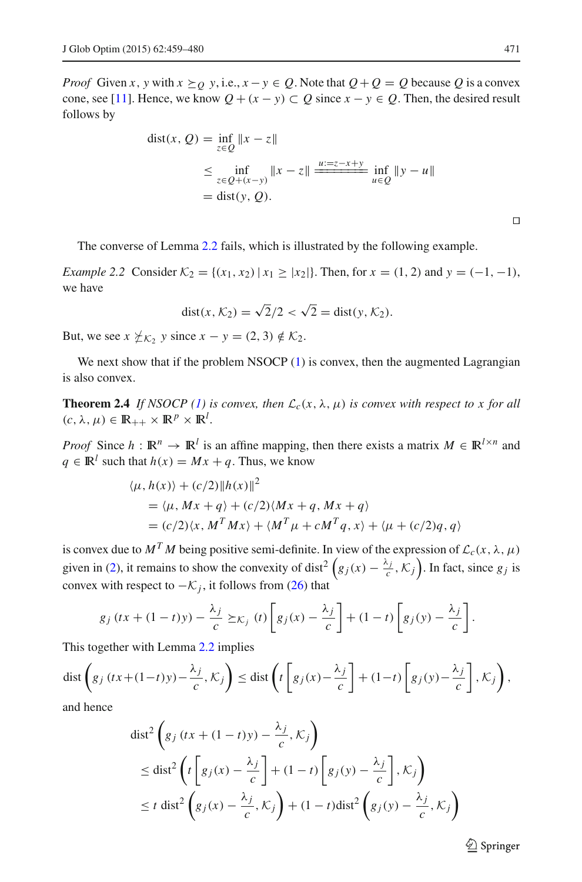*Proof* Given $x, y$ with $x \succeq_Q y$, i.e., $x - y \in Q$. Note that $Q + Q = Q$ because $Q$ is a convex cone, see [11]. Hence, we know $Q + (x - y) \subset Q$ since $x - y \in Q$. Then, the desired result follows by

$$
\begin{aligned}
\text{dist}(x, Q) &= \inf_{z \in Q} \|x - z\| \\
&\le \inf_{z \in Q + (x-y)} \|x - z\| \overset{u:=z-x+y}{=\!=\!=\!=} \inf_{u \in Q} \|y - u\| \\
&= \text{dist}(y, Q).
\end{aligned}
$$

□

The converse of Lemma 2.2 fails, which is illustrated by the following example.

*Example 2.2* Consider $\mathcal{K}_2 = \{(x_1, x_2) \mid x_1 \ge |x_2|\}$. Then, for $x = (1, 2)$ and $y = (-1, -1)$, we have

$$
\text{dist}(x, \mathcal{K}_2) = \sqrt{2}/2 < \sqrt{2} = \text{dist}(y, \mathcal{K}_2).
$$

But, we see $x \not\succeq_{\mathcal{K}_2} y$ since $x - y = (2, 3) \notin \mathcal{K}_2$.

We next show that if the problem NSOCP (1) is convex, then the augmented Lagrangian is also convex.

**Theorem 2.4** *If NSOCP (1) is convex, then $\mathcal{L}_c(x, \lambda, \mu)$ is convex with respect to $x$ for all $(c, \lambda, \mu) \in \mathbb{R}_{++} \times \mathbb{R}^p \times \mathbb{R}^l$.*

*Proof* Since $h : \mathbb{R}^n \to \mathbb{R}^l$ is an affine mapping, then there exists a matrix $M \in \mathbb{R}^{l \times n}$ and $q \in \mathbb{R}^l$ such that $h(x) = Mx + q$. Thus, we know

$$
\begin{aligned}
&\langle \mu, h(x) \rangle + (c/2)\|h(x)\|^2 \\
&\quad = \langle \mu, Mx + q \rangle + (c/2)\langle Mx + q, Mx + q \rangle \\
&\quad = (c/2)\langle x, M^T M x \rangle + \langle M^T \mu + c M^T q, x \rangle + \langle \mu + (c/2) q, q \rangle
\end{aligned}
$$

is convex due to $M^T M$ being positive semi-definite. In view of the expression of $\mathcal{L}_c(x, \lambda, \mu)$ given in (2), it remains to show the convexity of $\text{dist}^2\left(g_j(x) - \frac{\lambda_j}{c}, \mathcal{K}_j\right)$. In fact, since $g_j$ is convex with respect to $-\mathcal{K}_j$, it follows from (26) that

$$
g_j\left(tx + (1-t)y\right) - \frac{\lambda_j}{c} \succeq_{\mathcal{K}_j} (t)\left[g_j(x) - \frac{\lambda_j}{c}\right] + (1-t)\left[g_j(y) - \frac{\lambda_j}{c}\right].
$$

This together with Lemma 2.2 implies

$$
\text{dist}\left(g_j\left(tx + (1-t)y\right) - \frac{\lambda_j}{c}, \mathcal{K}_j\right) \le \text{dist}\left(t\left[g_j(x) - \frac{\lambda_j}{c}\right] + (1-t)\left[g_j(y) - \frac{\lambda_j}{c}\right], \mathcal{K}_j\right),
$$

and hence

$$
\begin{aligned}
&\text{dist}^2\left(g_j\left(tx + (1-t)y\right) - \frac{\lambda_j}{c}, \mathcal{K}_j\right) \\
&\quad \le \text{dist}^2\left(t\left[g_j(x) - \frac{\lambda_j}{c}\right] + (1-t)\left[g_j(y) - \frac{\lambda_j}{c}\right], \mathcal{K}_j\right) \\
&\quad \le t\, \text{dist}^2\left(g_j(x) - \frac{\lambda_j}{c}, \mathcal{K}_j\right) + (1-t)\text{dist}^2\left(g_j(y) - \frac{\lambda_j}{c}, \mathcal{K}_j\right)
\end{aligned}
$$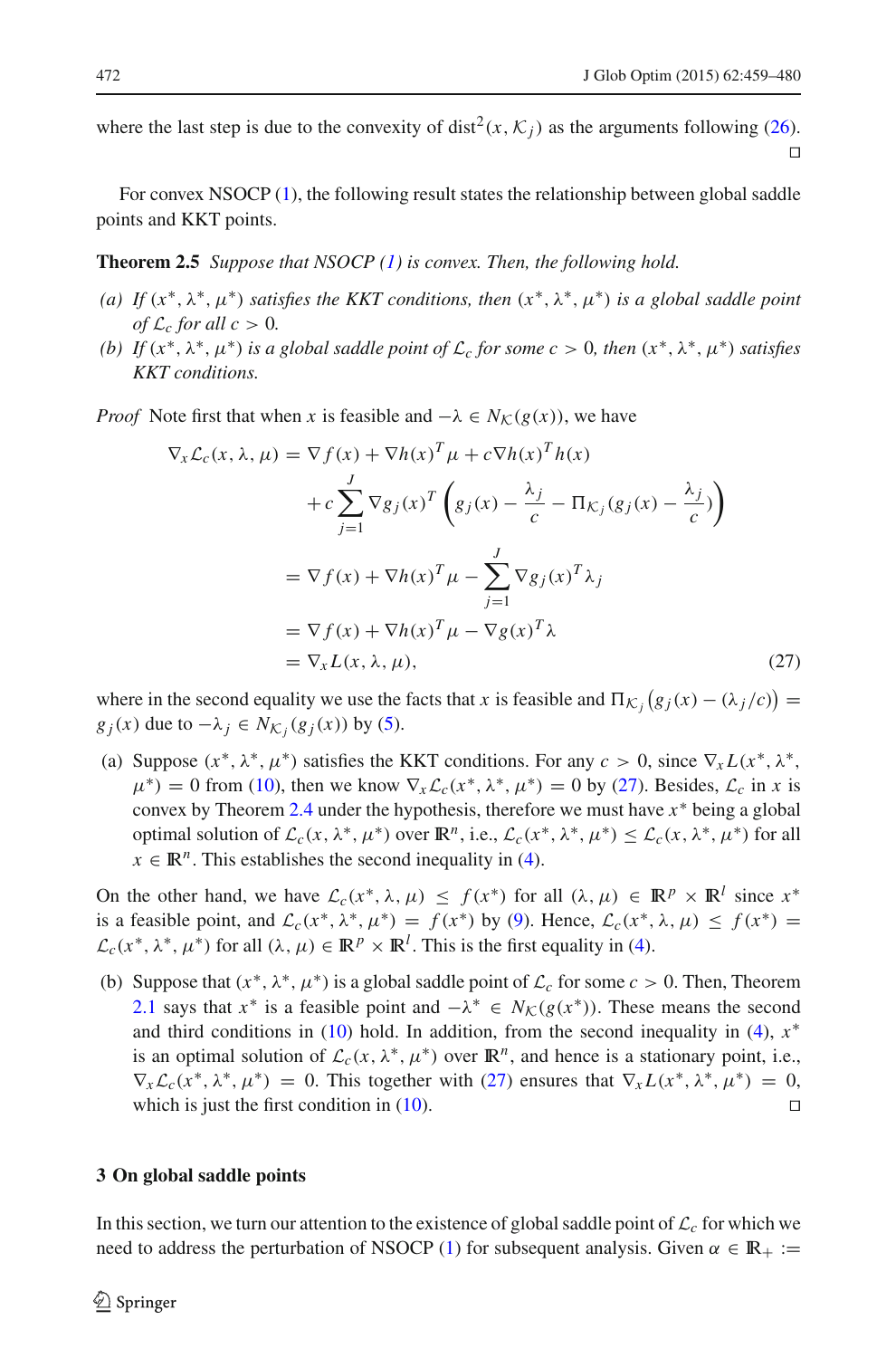where the last step is due to the convexity of $\text{dist}^2(x, \mathcal{K}_j)$ as the arguments following (26). ◻

For convex NSOCP (1), the following result states the relationship between global saddle points and KKT points.

**Theorem 2.5** *Suppose that NSOCP (1) is convex. Then, the following hold.*

*(a) If $(x^*, \lambda^*, \mu^*)$ satisfies the KKT conditions, then $(x^*, \lambda^*, \mu^*)$ is a global saddle point of $\mathcal{L}_c$ for all $c > 0$.*

*(b) If $(x^*, \lambda^*, \mu^*)$ is a global saddle point of $\mathcal{L}_c$ for some $c > 0$, then $(x^*, \lambda^*, \mu^*)$ satisfies KKT conditions.*

*Proof* Note first that when $x$ is feasible and $-\lambda \in N_{\mathcal{K}}(g(x))$, we have

$$
\begin{aligned}
\nabla_x \mathcal{L}_c(x, \lambda, \mu) &= \nabla f(x) + \nabla h(x)^T \mu + c \nabla h(x)^T h(x) \\
&\quad + c \sum_{j=1}^{J} \nabla g_j(x)^T \left( g_j(x) - \frac{\lambda_j}{c} - \Pi_{\mathcal{K}_j}(g_j(x) - \frac{\lambda_j}{c}) \right) \\
&= \nabla f(x) + \nabla h(x)^T \mu - \sum_{j=1}^{J} \nabla g_j(x)^T \lambda_j \\
&= \nabla f(x) + \nabla h(x)^T \mu - \nabla g(x)^T \lambda \\
&= \nabla_x L(x, \lambda, \mu),
\end{aligned} \tag{27}
$$

where in the second equality we use the facts that $x$ is feasible and $\Pi_{\mathcal{K}_j}\big(g_j(x) - (\lambda_j / c)\big) = g_j(x)$ due to $-\lambda_j \in N_{\mathcal{K}_j}(g_j(x))$ by (5).

(a) Suppose $(x^*, \lambda^*, \mu^*)$ satisfies the KKT conditions. For any $c > 0$, since $\nabla_x L(x^*, \lambda^*, \mu^*) = 0$ from (10), then we know $\nabla_x \mathcal{L}_c(x^*, \lambda^*, \mu^*) = 0$ by (27). Besides, $\mathcal{L}_c$ in $x$ is convex by Theorem 2.4 under the hypothesis, therefore we must have $x^*$ being a global optimal solution of $\mathcal{L}_c(x, \lambda^*, \mu^*)$ over $\mathbb{R}^n$, i.e., $\mathcal{L}_c(x^*, \lambda^*, \mu^*) \le \mathcal{L}_c(x, \lambda^*, \mu^*)$ for all $x \in \mathbb{R}^n$. This establishes the second inequality in (4).

On the other hand, we have $\mathcal{L}_c(x^*, \lambda, \mu) \le f(x^*)$ for all $(\lambda, \mu) \in \mathbb{R}^p \times \mathbb{R}^l$ since $x^*$ is a feasible point, and $\mathcal{L}_c(x^*, \lambda^*, \mu^*) = f(x^*)$ by (9). Hence, $\mathcal{L}_c(x^*, \lambda, \mu) \le f(x^*) = \mathcal{L}_c(x^*, \lambda^*, \mu^*)$ for all $(\lambda, \mu) \in \mathbb{R}^p \times \mathbb{R}^l$. This is the first equality in (4).

(b) Suppose that $(x^*, \lambda^*, \mu^*)$ is a global saddle point of $\mathcal{L}_c$ for some $c > 0$. Then, Theorem 2.1 says that $x^*$ is a feasible point and $-\lambda^* \in N_{\mathcal{K}}(g(x^*))$. These means the second and third conditions in (10) hold. In addition, from the second inequality in (4), $x^*$ is an optimal solution of $\mathcal{L}_c(x, \lambda^*, \mu^*)$ over $\mathbb{R}^n$, and hence is a stationary point, i.e., $\nabla_x \mathcal{L}_c(x^*, \lambda^*, \mu^*) = 0$. This together with (27) ensures that $\nabla_x L(x^*, \lambda^*, \mu^*) = 0$, which is just the first condition in (10). ◻

## 3 On global saddle points

In this section, we turn our attention to the existence of global saddle point of $\mathcal{L}_c$ for which we need to address the perturbation of NSOCP (1) for subsequent analysis. Given $\alpha \in \mathbb{R}_+ :=$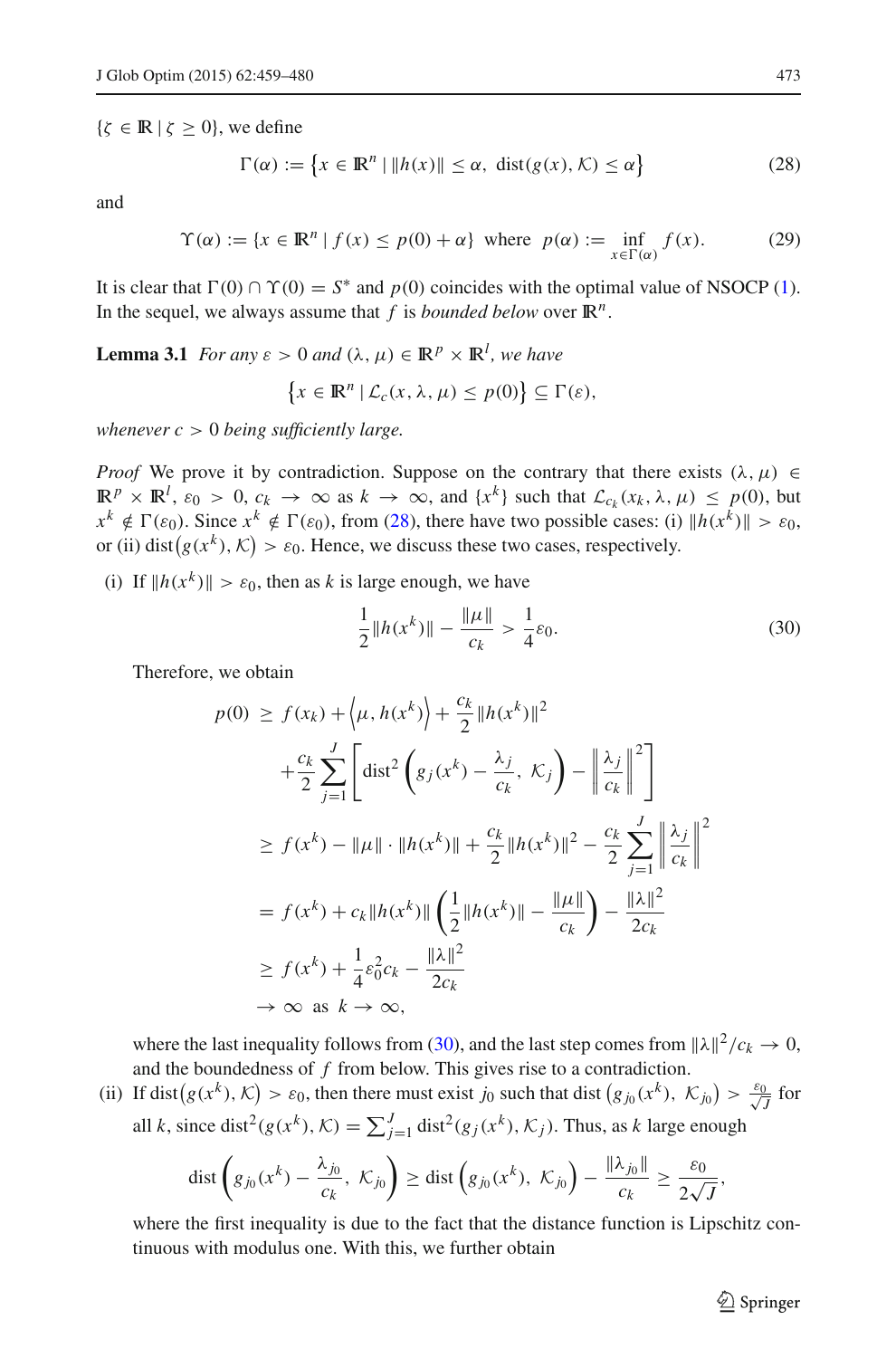$\{\zeta \in \mathbb{R} \mid \zeta \geq 0\}$, we define

$$\Gamma(\alpha) := \left\{x \in \mathbb{R}^n \mid \|h(x)\| \leq \alpha,\ \operatorname{dist}(g(x), \mathcal{K}) \leq \alpha\right\} \tag{28}$$

and

$$\Upsilon(\alpha) := \{x \in \mathbb{R}^n \mid f(x) \leq p(0) + \alpha\} \text{ where } p(\alpha) := \inf_{x \in \Gamma(\alpha)} f(x). \tag{29}$$

It is clear that $\Gamma(0) \cap \Upsilon(0) = S^*$ and $p(0)$ coincides with the optimal value of NSOCP (1). In the sequel, we always assume that $f$ is *bounded below* over $\mathbb{R}^n$.

**Lemma 3.1** *For any $\varepsilon > 0$ and $(\lambda, \mu) \in \mathbb{R}^p \times \mathbb{R}^l$, we have*

$$\left\{x \in \mathbb{R}^n \mid \mathcal{L}_c(x, \lambda, \mu) \leq p(0)\right\} \subseteq \Gamma(\varepsilon),$$

*whenever $c > 0$ being sufficiently large.*

*Proof* We prove it by contradiction. Suppose on the contrary that there exists $(\lambda, \mu) \in \mathbb{R}^p \times \mathbb{R}^l$, $\varepsilon_0 > 0$, $c_k \to \infty$ as $k \to \infty$, and $\{x^k\}$ such that $\mathcal{L}_{c_k}(x_k, \lambda, \mu) \leq p(0)$, but $x^k \notin \Gamma(\varepsilon_0)$. Since $x^k \notin \Gamma(\varepsilon_0)$, from (28), there have two possible cases: (i) $\|h(x^k)\| > \varepsilon_0$, or (ii) $\operatorname{dist}\big(g(x^k), \mathcal{K}\big) > \varepsilon_0$. Hence, we discuss these two cases, respectively.

(i) If $\|h(x^k)\| > \varepsilon_0$, then as $k$ is large enough, we have

$$\frac{1}{2}\|h(x^k)\| - \frac{\|\mu\|}{c_k} > \frac{1}{4}\varepsilon_0. \tag{30}$$

Therefore, we obtain

$$\begin{aligned}
p(0) &\geq f(x_k) + \left\langle \mu, h(x^k)\right\rangle + \frac{c_k}{2}\|h(x^k)\|^2 \\
&\quad + \frac{c_k}{2}\sum_{j=1}^{J}\left[\operatorname{dist}^2\left(g_j(x^k) - \frac{\lambda_j}{c_k},\ \mathcal{K}_j\right) - \left\|\frac{\lambda_j}{c_k}\right\|^2\right] \\
&\geq f(x^k) - \|\mu\| \cdot \|h(x^k)\| + \frac{c_k}{2}\|h(x^k)\|^2 - \frac{c_k}{2}\sum_{j=1}^{J}\left\|\frac{\lambda_j}{c_k}\right\|^2 \\
&= f(x^k) + c_k\|h(x^k)\|\left(\frac{1}{2}\|h(x^k)\| - \frac{\|\mu\|}{c_k}\right) - \frac{\|\lambda\|^2}{2c_k} \\
&\geq f(x^k) + \frac{1}{4}\varepsilon_0^2 c_k - \frac{\|\lambda\|^2}{2c_k} \\
&\to \infty \ \text{ as } \ k \to \infty,
\end{aligned}$$

where the last inequality follows from (30), and the last step comes from $\|\lambda\|^2/c_k \to 0$, and the boundedness of $f$ from below. This gives rise to a contradiction.

(ii) If $\operatorname{dist}\big(g(x^k), \mathcal{K}\big) > \varepsilon_0$, then there must exist $j_0$ such that $\operatorname{dist}\big(g_{j_0}(x^k),\ \mathcal{K}_{j_0}\big) > \frac{\varepsilon_0}{\sqrt{J}}$ for all $k$, since $\operatorname{dist}^2(g(x^k), \mathcal{K}) = \sum_{j=1}^{J}\operatorname{dist}^2(g_j(x^k), \mathcal{K}_j)$. Thus, as $k$ large enough

$$\operatorname{dist}\left(g_{j_0}(x^k) - \frac{\lambda_{j_0}}{c_k},\ \mathcal{K}_{j_0}\right) \geq \operatorname{dist}\left(g_{j_0}(x^k),\ \mathcal{K}_{j_0}\right) - \frac{\|\lambda_{j_0}\|}{c_k} \geq \frac{\varepsilon_0}{2\sqrt{J}},$$

where the first inequality is due to the fact that the distance function is Lipschitz continuous with modulus one. With this, we further obtain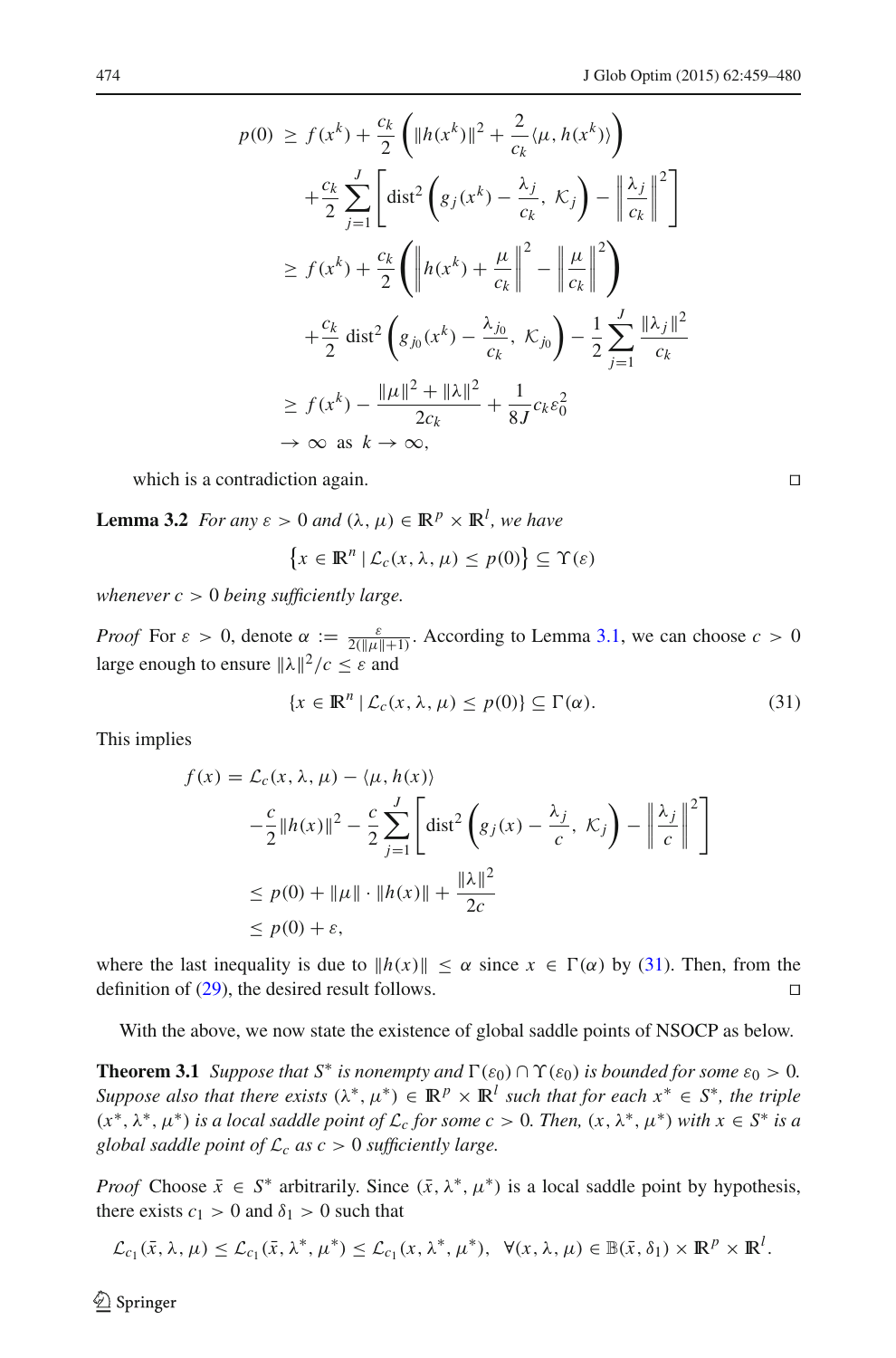$$
\begin{aligned}
p(0) &\geq f(x^k) + \frac{c_k}{2}\left(\|h(x^k)\|^2 + \frac{2}{c_k}\langle \mu, h(x^k)\rangle\right) \\
&\quad + \frac{c_k}{2}\sum_{j=1}^{J}\left[\mathrm{dist}^2\left(g_j(x^k) - \frac{\lambda_j}{c_k},\ \mathcal{K}_j\right) - \left\|\frac{\lambda_j}{c_k}\right\|^2\right] \\
&\geq f(x^k) + \frac{c_k}{2}\left(\left\|h(x^k) + \frac{\mu}{c_k}\right\|^2 - \left\|\frac{\mu}{c_k}\right\|^2\right) \\
&\quad + \frac{c_k}{2}\,\mathrm{dist}^2\left(g_{j_0}(x^k) - \frac{\lambda_{j_0}}{c_k},\ \mathcal{K}_{j_0}\right) - \frac{1}{2}\sum_{j=1}^{J}\frac{\|\lambda_j\|^2}{c_k} \\
&\geq f(x^k) - \frac{\|\mu\|^2 + \|\lambda\|^2}{2c_k} + \frac{1}{8J}c_k\varepsilon_0^2 \\
&\to \infty \text{ as } k \to \infty,
\end{aligned}
$$

which is a contradiction again. □

**Lemma 3.2** *For any $\varepsilon > 0$ and $(\lambda, \mu) \in \mathbb{R}^p \times \mathbb{R}^l$, we have*

$$
\left\{x \in \mathbb{R}^n \mid \mathcal{L}_c(x, \lambda, \mu) \leq p(0)\right\} \subseteq \Upsilon(\varepsilon)
$$

*whenever $c > 0$ being sufficiently large.*

*Proof* For $\varepsilon > 0$, denote $\alpha := \frac{\varepsilon}{2(\|\mu\|+1)}$. According to Lemma 3.1, we can choose $c > 0$ large enough to ensure $\|\lambda\|^2/c \leq \varepsilon$ and

$$
\{x \in \mathbb{R}^n \mid \mathcal{L}_c(x, \lambda, \mu) \leq p(0)\} \subseteq \Gamma(\alpha). \tag{31}
$$

This implies

$$
\begin{aligned}
f(x) &= \mathcal{L}_c(x, \lambda, \mu) - \langle \mu, h(x)\rangle \\
&\quad - \frac{c}{2}\|h(x)\|^2 - \frac{c}{2}\sum_{j=1}^{J}\left[\mathrm{dist}^2\left(g_j(x) - \frac{\lambda_j}{c},\ \mathcal{K}_j\right) - \left\|\frac{\lambda_j}{c}\right\|^2\right] \\
&\leq p(0) + \|\mu\| \cdot \|h(x)\| + \frac{\|\lambda\|^2}{2c} \\
&\leq p(0) + \varepsilon,
\end{aligned}
$$

where the last inequality is due to $\|h(x)\| \leq \alpha$ since $x \in \Gamma(\alpha)$ by (31). Then, from the definition of (29), the desired result follows. □

With the above, we now state the existence of global saddle points of NSOCP as below.

**Theorem 3.1** *Suppose that $S^*$ is nonempty and $\Gamma(\varepsilon_0) \cap \Upsilon(\varepsilon_0)$ is bounded for some $\varepsilon_0 > 0$. Suppose also that there exists $(\lambda^*, \mu^*) \in \mathbb{R}^p \times \mathbb{R}^l$ such that for each $x^* \in S^*$, the triple $(x^*, \lambda^*, \mu^*)$ is a local saddle point of $\mathcal{L}_c$ for some $c > 0$. Then, $(x, \lambda^*, \mu^*)$ with $x \in S^*$ is a global saddle point of $\mathcal{L}_c$ as $c > 0$ sufficiently large.*

*Proof* Choose $\bar{x} \in S^*$ arbitrarily. Since $(\bar{x}, \lambda^*, \mu^*)$ is a local saddle point by hypothesis, there exists $c_1 > 0$ and $\delta_1 > 0$ such that

$$
\mathcal{L}_{c_1}(\bar{x}, \lambda, \mu) \leq \mathcal{L}_{c_1}(\bar{x}, \lambda^*, \mu^*) \leq \mathcal{L}_{c_1}(x, \lambda^*, \mu^*), \quad \forall (x, \lambda, \mu) \in \mathbb{B}(\bar{x}, \delta_1) \times \mathbb{R}^p \times \mathbb{R}^l.
$$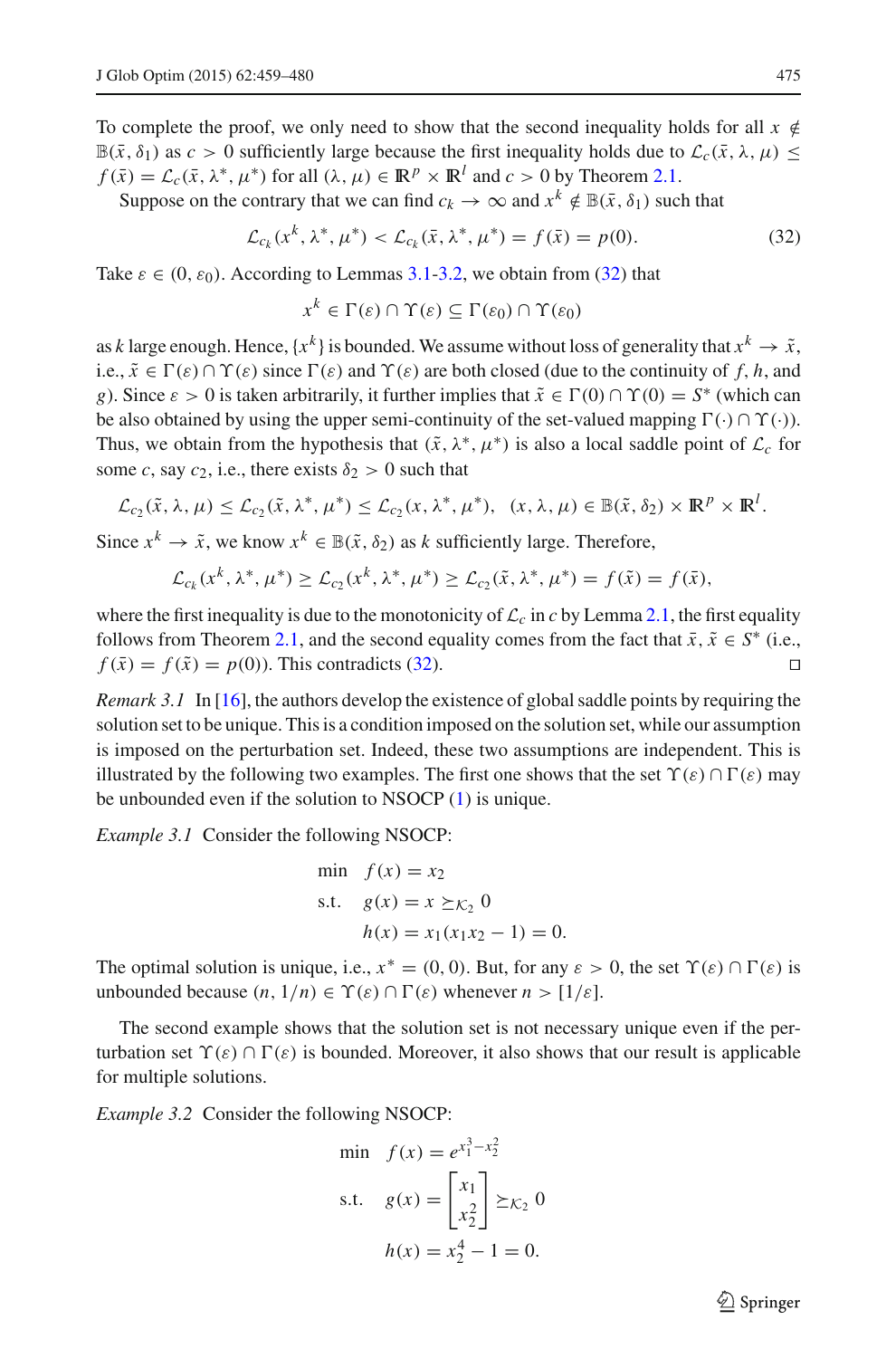To complete the proof, we only need to show that the second inequality holds for all $x \notin \mathbb{B}(\bar{x}, \delta_1)$ as $c > 0$ sufficiently large because the first inequality holds due to $\mathcal{L}_c(\bar{x}, \lambda, \mu) \leq f(\bar{x}) = \mathcal{L}_c(\bar{x}, \lambda^*, \mu^*)$ for all $(\lambda, \mu) \in \mathbb{R}^p \times \mathbb{R}^l$ and $c > 0$ by Theorem 2.1.

Suppose on the contrary that we can find $c_k \to \infty$ and $x^k \notin \mathbb{B}(\bar{x}, \delta_1)$ such that

$$\mathcal{L}_{c_k}(x^k, \lambda^*, \mu^*) < \mathcal{L}_{c_k}(\bar{x}, \lambda^*, \mu^*) = f(\bar{x}) = p(0). \tag{32}$$

Take $\varepsilon \in (0, \varepsilon_0)$. According to Lemmas 3.1-3.2, we obtain from (32) that

$$x^k \in \Gamma(\varepsilon) \cap \Upsilon(\varepsilon) \subseteq \Gamma(\varepsilon_0) \cap \Upsilon(\varepsilon_0)$$

as $k$ large enough. Hence, $\{x^k\}$ is bounded. We assume without loss of generality that $x^k \to \tilde{x}$, i.e., $\tilde{x} \in \Gamma(\varepsilon) \cap \Upsilon(\varepsilon)$ since $\Gamma(\varepsilon)$ and $\Upsilon(\varepsilon)$ are both closed (due to the continuity of $f$, $h$, and $g$). Since $\varepsilon > 0$ is taken arbitrarily, it further implies that $\tilde{x} \in \Gamma(0) \cap \Upsilon(0) = S^*$ (which can be also obtained by using the upper semi-continuity of the set-valued mapping $\Gamma(\cdot) \cap \Upsilon(\cdot)$). Thus, we obtain from the hypothesis that $(\tilde{x}, \lambda^*, \mu^*)$ is also a local saddle point of $\mathcal{L}_c$ for some $c$, say $c_2$, i.e., there exists $\delta_2 > 0$ such that

$$\mathcal{L}_{c_2}(\tilde{x}, \lambda, \mu) \leq \mathcal{L}_{c_2}(\tilde{x}, \lambda^*, \mu^*) \leq \mathcal{L}_{c_2}(x, \lambda^*, \mu^*), \quad (x, \lambda, \mu) \in \mathbb{B}(\tilde{x}, \delta_2) \times \mathbb{R}^p \times \mathbb{R}^l.$$

Since $x^k \to \tilde{x}$, we know $x^k \in \mathbb{B}(\tilde{x}, \delta_2)$ as $k$ sufficiently large. Therefore,

$$\mathcal{L}_{c_k}(x^k, \lambda^*, \mu^*) \geq \mathcal{L}_{c_2}(x^k, \lambda^*, \mu^*) \geq \mathcal{L}_{c_2}(\tilde{x}, \lambda^*, \mu^*) = f(\tilde{x}) = f(\bar{x}),$$

where the first inequality is due to the monotonicity of $\mathcal{L}_c$ in $c$ by Lemma 2.1, the first equality follows from Theorem 2.1, and the second equality comes from the fact that $\bar{x}, \tilde{x} \in S^*$ (i.e., $f(\bar{x}) = f(\tilde{x}) = p(0)$). This contradicts (32). □

*Remark 3.1* In [16], the authors develop the existence of global saddle points by requiring the solution set to be unique. This is a condition imposed on the solution set, while our assumption is imposed on the perturbation set. Indeed, these two assumptions are independent. This is illustrated by the following two examples. The first one shows that the set $\Upsilon(\varepsilon) \cap \Gamma(\varepsilon)$ may be unbounded even if the solution to NSOCP (1) is unique.

*Example 3.1* Consider the following NSOCP:

$$\begin{aligned}
\min \quad & f(x) = x_2 \\
\text{s.t.} \quad & g(x) = x \succeq_{\mathcal{K}_2} 0 \\
& h(x) = x_1(x_1 x_2 - 1) = 0.
\end{aligned}$$

The optimal solution is unique, i.e., $x^* = (0, 0)$. But, for any $\varepsilon > 0$, the set $\Upsilon(\varepsilon) \cap \Gamma(\varepsilon)$ is unbounded because $(n, 1/n) \in \Upsilon(\varepsilon) \cap \Gamma(\varepsilon)$ whenever $n > [1/\varepsilon]$.

The second example shows that the solution set is not necessary unique even if the perturbation set $\Upsilon(\varepsilon) \cap \Gamma(\varepsilon)$ is bounded. Moreover, it also shows that our result is applicable for multiple solutions.

*Example 3.2* Consider the following NSOCP:

$$\begin{aligned}
\min \quad & f(x) = e^{x_1^3 - x_2^2} \\
\text{s.t.} \quad & g(x) = \begin{bmatrix} x_1 \\ x_2^2 \end{bmatrix} \succeq_{\mathcal{K}_2} 0 \\
& h(x) = x_2^4 - 1 = 0.
\end{aligned}$$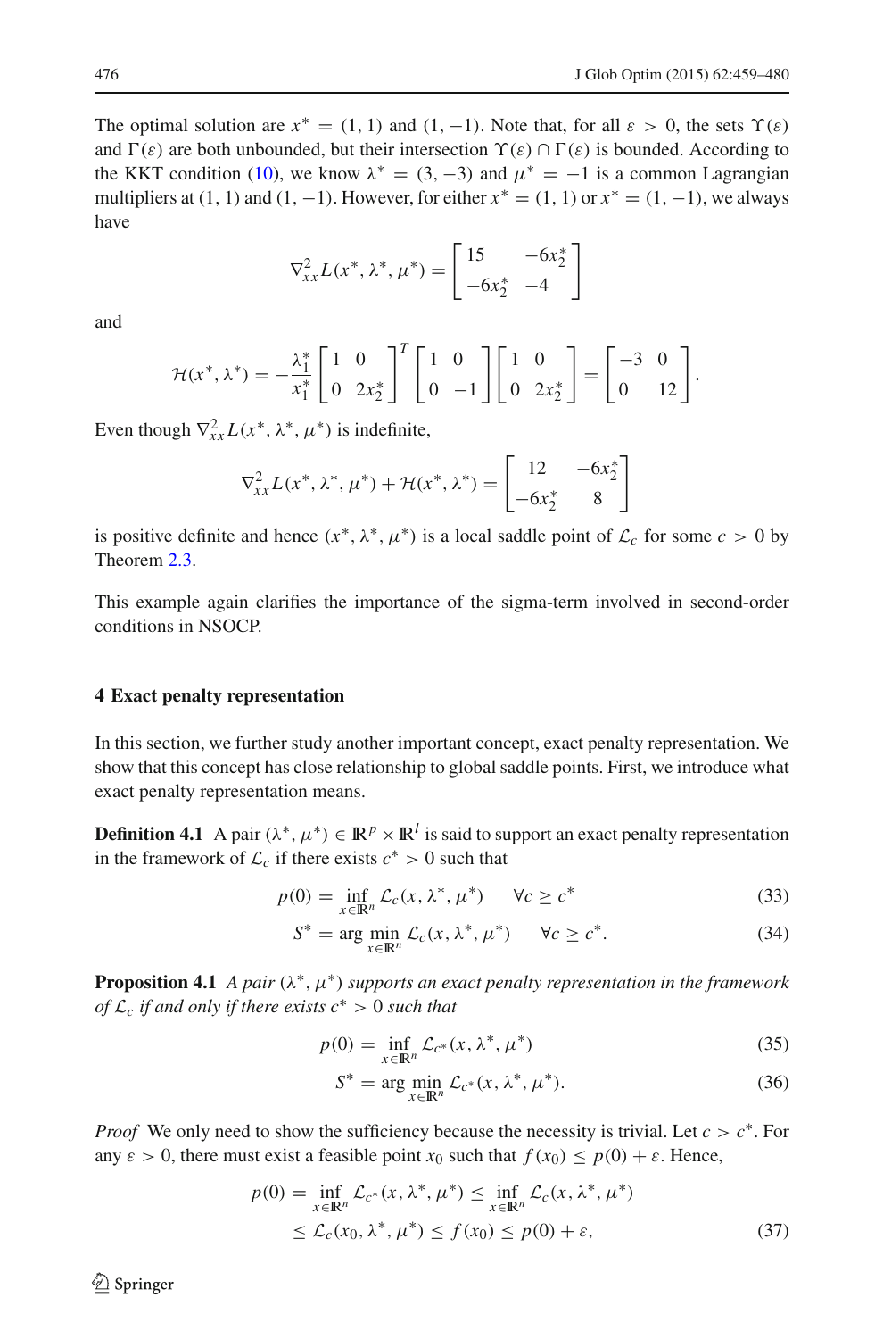The optimal solution are $x^* = (1, 1)$ and $(1, -1)$. Note that, for all $\varepsilon > 0$, the sets $\Upsilon(\varepsilon)$ and $\Gamma(\varepsilon)$ are both unbounded, but their intersection $\Upsilon(\varepsilon) \cap \Gamma(\varepsilon)$ is bounded. According to the KKT condition (10), we know $\lambda^* = (3, -3)$ and $\mu^* = -1$ is a common Lagrangian multipliers at $(1, 1)$ and $(1, -1)$. However, for either $x^* = (1, 1)$ or $x^* = (1, -1)$, we always have

$$\nabla^2_{xx} L(x^*, \lambda^*, \mu^*) = \begin{bmatrix} 15 & -6x_2^* \\ -6x_2^* & -4 \end{bmatrix}$$

and

$$\mathcal{H}(x^*, \lambda^*) = -\frac{\lambda_1^*}{x_1^*} \begin{bmatrix} 1 & 0 \\ 0 & 2x_2^* \end{bmatrix}^T \begin{bmatrix} 1 & 0 \\ 0 & -1 \end{bmatrix} \begin{bmatrix} 1 & 0 \\ 0 & 2x_2^* \end{bmatrix} = \begin{bmatrix} -3 & 0 \\ 0 & 12 \end{bmatrix}.$$

Even though $\nabla^2_{xx} L(x^*, \lambda^*, \mu^*)$ is indefinite,

$$\nabla^2_{xx} L(x^*, \lambda^*, \mu^*) + \mathcal{H}(x^*, \lambda^*) = \begin{bmatrix} 12 & -6x_2^* \\ -6x_2^* & 8 \end{bmatrix}$$

is positive definite and hence $(x^*, \lambda^*, \mu^*)$ is a local saddle point of $\mathcal{L}_c$ for some $c > 0$ by Theorem 2.3.

This example again clarifies the importance of the sigma-term involved in second-order conditions in NSOCP.

## 4 Exact penalty representation

In this section, we further study another important concept, exact penalty representation. We show that this concept has close relationship to global saddle points. First, we introduce what exact penalty representation means.

**Definition 4.1** A pair $(\lambda^*, \mu^*) \in \mathbb{R}^p \times \mathbb{R}^l$ is said to support an exact penalty representation in the framework of $\mathcal{L}_c$ if there exists $c^* > 0$ such that

$$p(0) = \inf_{x \in \mathbb{R}^n} \mathcal{L}_c(x, \lambda^*, \mu^*) \qquad \forall c \geq c^* \tag{33}$$

$$S^* = \arg\min_{x \in \mathbb{R}^n} \mathcal{L}_c(x, \lambda^*, \mu^*) \qquad \forall c \geq c^*. \tag{34}$$

**Proposition 4.1** *A pair $(\lambda^*, \mu^*)$ supports an exact penalty representation in the framework of $\mathcal{L}_c$ if and only if there exists $c^* > 0$ such that*

$$p(0) = \inf_{x \in \mathbb{R}^n} \mathcal{L}_{c^*}(x, \lambda^*, \mu^*) \tag{35}$$

$$S^* = \arg\min_{x \in \mathbb{R}^n} \mathcal{L}_{c^*}(x, \lambda^*, \mu^*). \tag{36}$$

*Proof* We only need to show the sufficiency because the necessity is trivial. Let $c > c^*$. For any $\varepsilon > 0$, there must exist a feasible point $x_0$ such that $f(x_0) \leq p(0) + \varepsilon$. Hence,

$$\begin{aligned} p(0) = \inf_{x \in \mathbb{R}^n} \mathcal{L}_{c^*}(x, \lambda^*, \mu^*) &\leq \inf_{x \in \mathbb{R}^n} \mathcal{L}_c(x, \lambda^*, \mu^*) \\ &\leq \mathcal{L}_c(x_0, \lambda^*, \mu^*) \leq f(x_0) \leq p(0) + \varepsilon, \end{aligned} \tag{37}$$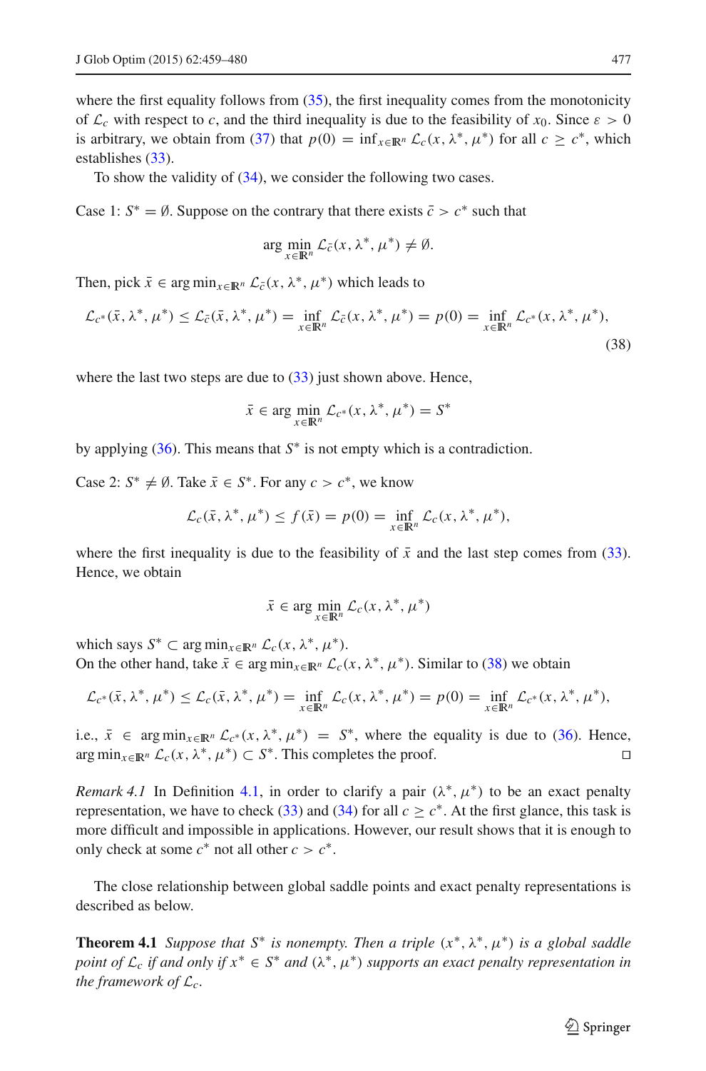where the first equality follows from (35), the first inequality comes from the monotonicity of $\mathcal{L}_c$ with respect to $c$, and the third inequality is due to the feasibility of $x_0$. Since $\varepsilon > 0$ is arbitrary, we obtain from (37) that $p(0) = \inf_{x\in\mathbb{R}^n} \mathcal{L}_c(x, \lambda^*, \mu^*)$ for all $c \geq c^*$, which establishes (33).

To show the validity of (34), we consider the following two cases.

Case 1: $S^* = \emptyset$. Suppose on the contrary that there exists $\bar{c} > c^*$ such that

$$\arg\min_{x\in\mathbb{R}^n} \mathcal{L}_{\bar{c}}(x, \lambda^*, \mu^*) \neq \emptyset.$$

Then, pick $\bar{x} \in \arg\min_{x\in\mathbb{R}^n} \mathcal{L}_{\bar{c}}(x, \lambda^*, \mu^*)$ which leads to

$$\mathcal{L}_{c^*}(\bar{x}, \lambda^*, \mu^*) \leq \mathcal{L}_{\bar{c}}(\bar{x}, \lambda^*, \mu^*) = \inf_{x\in\mathbb{R}^n} \mathcal{L}_{\bar{c}}(x, \lambda^*, \mu^*) = p(0) = \inf_{x\in\mathbb{R}^n} \mathcal{L}_{c^*}(x, \lambda^*, \mu^*), \tag{38}$$

where the last two steps are due to (33) just shown above. Hence,

$$\bar{x} \in \arg\min_{x\in\mathbb{R}^n} \mathcal{L}_{c^*}(x, \lambda^*, \mu^*) = S^*$$

by applying (36). This means that $S^*$ is not empty which is a contradiction.

Case 2: $S^* \neq \emptyset$. Take $\bar{x} \in S^*$. For any $c > c^*$, we know

$$\mathcal{L}_c(\bar{x}, \lambda^*, \mu^*) \leq f(\bar{x}) = p(0) = \inf_{x\in\mathbb{R}^n} \mathcal{L}_c(x, \lambda^*, \mu^*),$$

where the first inequality is due to the feasibility of $\bar{x}$ and the last step comes from (33). Hence, we obtain

$$\bar{x} \in \arg\min_{x\in\mathbb{R}^n} \mathcal{L}_c(x, \lambda^*, \mu^*)$$

which says $S^* \subset \arg\min_{x\in\mathbb{R}^n} \mathcal{L}_c(x, \lambda^*, \mu^*)$.

On the other hand, take $\bar{x} \in \arg\min_{x\in\mathbb{R}^n} \mathcal{L}_c(x, \lambda^*, \mu^*)$. Similar to (38) we obtain

$$\mathcal{L}_{c^*}(\bar{x}, \lambda^*, \mu^*) \leq \mathcal{L}_c(\bar{x}, \lambda^*, \mu^*) = \inf_{x\in\mathbb{R}^n} \mathcal{L}_c(x, \lambda^*, \mu^*) = p(0) = \inf_{x\in\mathbb{R}^n} \mathcal{L}_{c^*}(x, \lambda^*, \mu^*),$$

i.e., $\bar{x} \in \arg\min_{x\in\mathbb{R}^n} \mathcal{L}_{c^*}(x, \lambda^*, \mu^*) = S^*$, where the equality is due to (36). Hence, $\arg\min_{x\in\mathbb{R}^n} \mathcal{L}_c(x, \lambda^*, \mu^*) \subset S^*$. This completes the proof. $\square$

*Remark 4.1* In Definition 4.1, in order to clarify a pair $(\lambda^*, \mu^*)$ to be an exact penalty representation, we have to check (33) and (34) for all $c \geq c^*$. At the first glance, this task is more difficult and impossible in applications. However, our result shows that it is enough to only check at some $c^*$ not all other $c > c^*$.

The close relationship between global saddle points and exact penalty representations is described as below.

**Theorem 4.1** *Suppose that $S^*$ is nonempty. Then a triple $(x^*, \lambda^*, \mu^*)$ is a global saddle point of $\mathcal{L}_c$ if and only if $x^* \in S^*$ and $(\lambda^*, \mu^*)$ supports an exact penalty representation in the framework of $\mathcal{L}_c$.*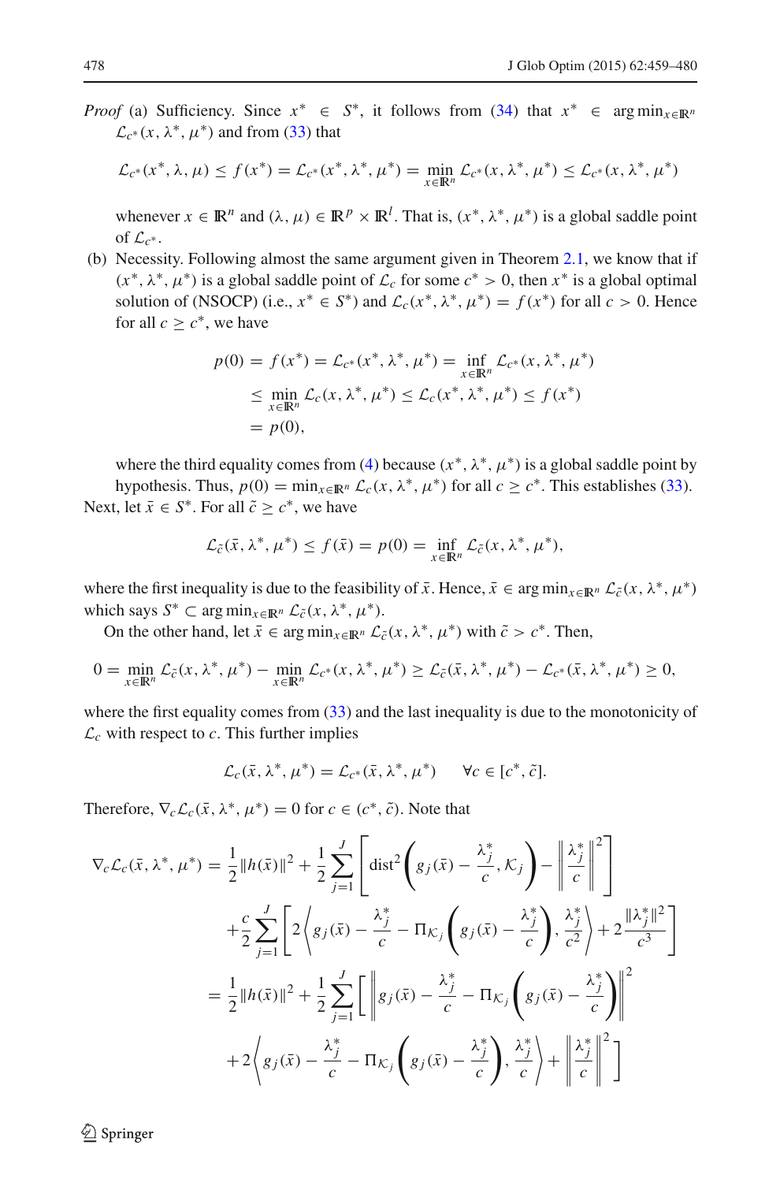*Proof* (a) Sufficiency. Since $x^* \in S^*$, it follows from (34) that $x^* \in \arg\min_{x\in\mathbb{R}^n} \mathcal{L}_{c^*}(x, \lambda^*, \mu^*)$ and from (33) that

$$\mathcal{L}_{c^*}(x^*, \lambda, \mu) \le f(x^*) = \mathcal{L}_{c^*}(x^*, \lambda^*, \mu^*) = \min_{x\in\mathbb{R}^n} \mathcal{L}_{c^*}(x, \lambda^*, \mu^*) \le \mathcal{L}_{c^*}(x, \lambda^*, \mu^*)$$

whenever $x \in \mathbb{R}^n$ and $(\lambda, \mu) \in \mathbb{R}^p \times \mathbb{R}^l$. That is, $(x^*, \lambda^*, \mu^*)$ is a global saddle point of $\mathcal{L}_{c^*}$.

(b) Necessity. Following almost the same argument given in Theorem 2.1, we know that if $(x^*, \lambda^*, \mu^*)$ is a global saddle point of $\mathcal{L}_c$ for some $c^* > 0$, then $x^*$ is a global optimal solution of (NSOCP) (i.e., $x^* \in S^*$) and $\mathcal{L}_c(x^*, \lambda^*, \mu^*) = f(x^*)$ for all $c > 0$. Hence for all $c \ge c^*$, we have

$$\begin{aligned} p(0) &= f(x^*) = \mathcal{L}_{c^*}(x^*, \lambda^*, \mu^*) = \inf_{x\in\mathbb{R}^n} \mathcal{L}_{c^*}(x, \lambda^*, \mu^*) \\ &\le \min_{x\in\mathbb{R}^n} \mathcal{L}_c(x, \lambda^*, \mu^*) \le \mathcal{L}_c(x^*, \lambda^*, \mu^*) \le f(x^*) \\ &= p(0), \end{aligned}$$

where the third equality comes from (4) because $(x^*, \lambda^*, \mu^*)$ is a global saddle point by hypothesis. Thus, $p(0) = \min_{x\in\mathbb{R}^n} \mathcal{L}_c(x, \lambda^*, \mu^*)$ for all $c \ge c^*$. This establishes (33).

Next, let $\bar{x} \in S^*$. For all $\tilde{c} \ge c^*$, we have

$$\mathcal{L}_{\tilde{c}}(\bar{x}, \lambda^*, \mu^*) \le f(\bar{x}) = p(0) = \inf_{x\in\mathbb{R}^n} \mathcal{L}_{\tilde{c}}(x, \lambda^*, \mu^*),$$

where the first inequality is due to the feasibility of $\bar{x}$. Hence, $\bar{x} \in \arg\min_{x\in\mathbb{R}^n} \mathcal{L}_{\tilde{c}}(x, \lambda^*, \mu^*)$ which says $S^* \subset \arg\min_{x\in\mathbb{R}^n} \mathcal{L}_{\tilde{c}}(x, \lambda^*, \mu^*)$.

On the other hand, let $\bar{x} \in \arg\min_{x\in\mathbb{R}^n} \mathcal{L}_{\tilde{c}}(x, \lambda^*, \mu^*)$ with $\tilde{c} > c^*$. Then,

$$0 = \min_{x\in\mathbb{R}^n} \mathcal{L}_{\tilde{c}}(x, \lambda^*, \mu^*) - \min_{x\in\mathbb{R}^n} \mathcal{L}_{c^*}(x, \lambda^*, \mu^*) \ge \mathcal{L}_{\tilde{c}}(\bar{x}, \lambda^*, \mu^*) - \mathcal{L}_{c^*}(\bar{x}, \lambda^*, \mu^*) \ge 0,$$

where the first equality comes from (33) and the last inequality is due to the monotonicity of $\mathcal{L}_c$ with respect to $c$. This further implies

$$\mathcal{L}_c(\bar{x}, \lambda^*, \mu^*) = \mathcal{L}_{c^*}(\bar{x}, \lambda^*, \mu^*) \qquad \forall c \in [c^*, \tilde{c}].$$

Therefore, $\nabla_c \mathcal{L}_c(\bar{x}, \lambda^*, \mu^*) = 0$ for $c \in (c^*, \tilde{c})$. Note that

$$\begin{aligned} \nabla_c \mathcal{L}_c(\bar{x}, \lambda^*, \mu^*) &= \frac{1}{2}\|h(\bar{x})\|^2 + \frac{1}{2}\sum_{j=1}^{J}\left[\mathrm{dist}^2\left(g_j(\bar{x}) - \frac{\lambda_j^*}{c}, \mathcal{K}_j\right) - \left\|\frac{\lambda_j^*}{c}\right\|^2\right] \\ &\quad + \frac{c}{2}\sum_{j=1}^{J}\left[2\left\langle g_j(\bar{x}) - \frac{\lambda_j^*}{c} - \Pi_{\mathcal{K}_j}\left(g_j(\bar{x}) - \frac{\lambda_j^*}{c}\right), \frac{\lambda_j^*}{c^2}\right\rangle + 2\frac{\|\lambda_j^*\|^2}{c^3}\right] \\ &= \frac{1}{2}\|h(\bar{x})\|^2 + \frac{1}{2}\sum_{j=1}^{J}\left[\left\|g_j(\bar{x}) - \frac{\lambda_j^*}{c} - \Pi_{\mathcal{K}_j}\left(g_j(\bar{x}) - \frac{\lambda_j^*}{c}\right)\right\|^2\right. \\ &\quad \left. + 2\left\langle g_j(\bar{x}) - \frac{\lambda_j^*}{c} - \Pi_{\mathcal{K}_j}\left(g_j(\bar{x}) - \frac{\lambda_j^*}{c}\right), \frac{\lambda_j^*}{c}\right\rangle + \left\|\frac{\lambda_j^*}{c}\right\|^2\right] \end{aligned}$$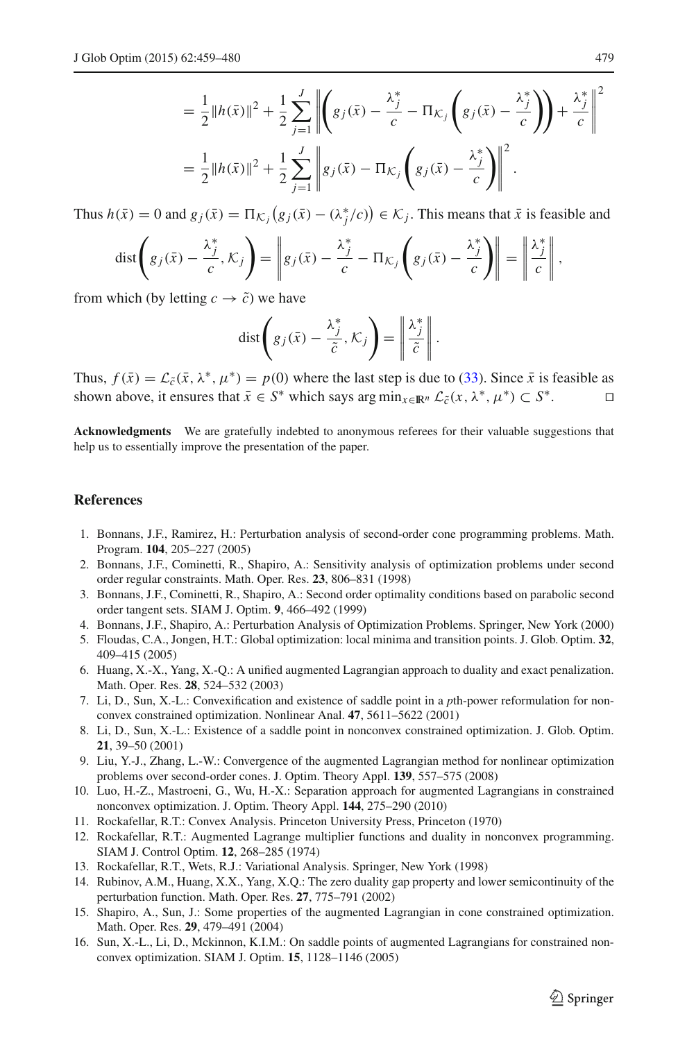$$
= \frac{1}{2}\|h(\bar{x})\|^2 + \frac{1}{2}\sum_{j=1}^{J}\left\|\left(g_j(\bar{x}) - \frac{\lambda_j^*}{c} - \Pi_{\mathcal{K}_j}\left(g_j(\bar{x}) - \frac{\lambda_j^*}{c}\right)\right) + \frac{\lambda_j^*}{c}\right\|^2
$$

$$
= \frac{1}{2}\|h(\bar{x})\|^2 + \frac{1}{2}\sum_{j=1}^{J}\left\|g_j(\bar{x}) - \Pi_{\mathcal{K}_j}\left(g_j(\bar{x}) - \frac{\lambda_j^*}{c}\right)\right\|^2.
$$

Thus $h(\bar{x}) = 0$ and $g_j(\bar{x}) = \Pi_{\mathcal{K}_j}\big(g_j(\bar{x}) - (\lambda_j^*/c)\big) \in \mathcal{K}_j$. This means that $\bar{x}$ is feasible and

$$
\operatorname{dist}\left(g_j(\bar{x}) - \frac{\lambda_j^*}{c}, \mathcal{K}_j\right) = \left\|g_j(\bar{x}) - \frac{\lambda_j^*}{c} - \Pi_{\mathcal{K}_j}\left(g_j(\bar{x}) - \frac{\lambda_j^*}{c}\right)\right\| = \left\|\frac{\lambda_j^*}{c}\right\|,
$$

from which (by letting $c \to \tilde{c}$) we have

$$
\operatorname{dist}\left(g_j(\bar{x}) - \frac{\lambda_j^*}{\tilde{c}}, \mathcal{K}_j\right) = \left\|\frac{\lambda_j^*}{\tilde{c}}\right\|.
$$

Thus, $f(\bar{x}) = \mathcal{L}_{\tilde{c}}(\bar{x}, \lambda^*, \mu^*) = p(0)$ where the last step is due to (33). Since $\bar{x}$ is feasible as shown above, it ensures that $\bar{x} \in S^*$ which says $\arg\min_{x\in\mathbb{R}^n} \mathcal{L}_{\tilde{c}}(x, \lambda^*, \mu^*) \subset S^*$. □

**Acknowledgments** We are gratefully indebted to anonymous referees for their valuable suggestions that help us to essentially improve the presentation of the paper.

## References

1. Bonnans, J.F., Ramirez, H.: Perturbation analysis of second-order cone programming problems. Math. Program. **104**, 205–227 (2005)
2. Bonnans, J.F., Cominetti, R., Shapiro, A.: Sensitivity analysis of optimization problems under second order regular constraints. Math. Oper. Res. **23**, 806–831 (1998)
3. Bonnans, J.F., Cominetti, R., Shapiro, A.: Second order optimality conditions based on parabolic second order tangent sets. SIAM J. Optim. **9**, 466–492 (1999)
4. Bonnans, J.F., Shapiro, A.: Perturbation Analysis of Optimization Problems. Springer, New York (2000)
5. Floudas, C.A., Jongen, H.T.: Global optimization: local minima and transition points. J. Glob. Optim. **32**, 409–415 (2005)
6. Huang, X.-X., Yang, X.-Q.: A unified augmented Lagrangian approach to duality and exact penalization. Math. Oper. Res. **28**, 524–532 (2003)
7. Li, D., Sun, X.-L.: Convexification and existence of saddle point in a $p$th-power reformulation for nonconvex constrained optimization. Nonlinear Anal. **47**, 5611–5622 (2001)
8. Li, D., Sun, X.-L.: Existence of a saddle point in nonconvex constrained optimization. J. Glob. Optim. **21**, 39–50 (2001)
9. Liu, Y.-J., Zhang, L.-W.: Convergence of the augmented Lagrangian method for nonlinear optimization problems over second-order cones. J. Optim. Theory Appl. **139**, 557–575 (2008)
10. Luo, H.-Z., Mastroeni, G., Wu, H.-X.: Separation approach for augmented Lagrangians in constrained nonconvex optimization. J. Optim. Theory Appl. **144**, 275–290 (2010)
11. Rockafellar, R.T.: Convex Analysis. Princeton University Press, Princeton (1970)
12. Rockafellar, R.T.: Augmented Lagrange multiplier functions and duality in nonconvex programming. SIAM J. Control Optim. **12**, 268–285 (1974)
13. Rockafellar, R.T., Wets, R.J.: Variational Analysis. Springer, New York (1998)
14. Rubinov, A.M., Huang, X.X., Yang, X.Q.: The zero duality gap property and lower semicontinuity of the perturbation function. Math. Oper. Res. **27**, 775–791 (2002)
15. Shapiro, A., Sun, J.: Some properties of the augmented Lagrangian in cone constrained optimization. Math. Oper. Res. **29**, 479–491 (2004)
16. Sun, X.-L., Li, D., Mckinnon, K.I.M.: On saddle points of augmented Lagrangians for constrained nonconvex optimization. SIAM J. Optim. **15**, 1128–1146 (2005)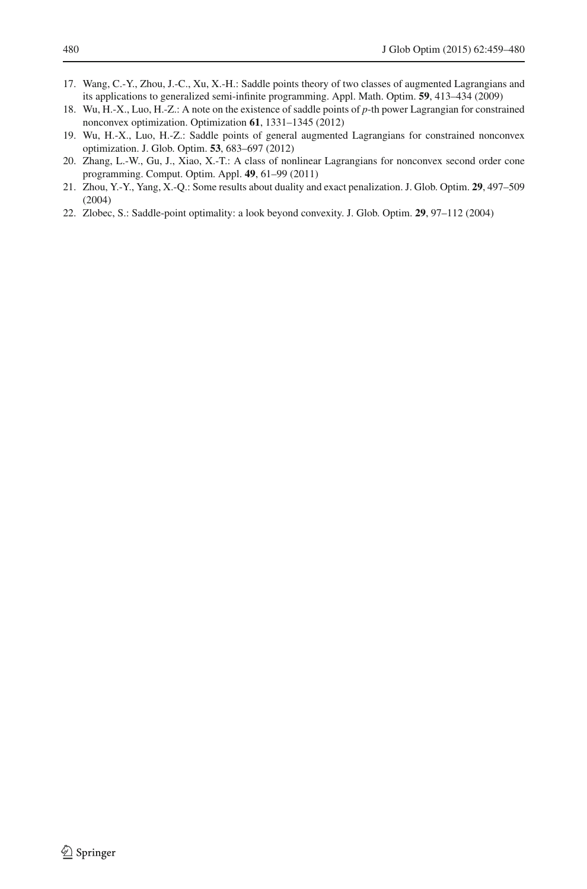17. Wang, C.-Y., Zhou, J.-C., Xu, X.-H.: Saddle points theory of two classes of augmented Lagrangians and its applications to generalized semi-infinite programming. Appl. Math. Optim. **59**, 413–434 (2009)
18. Wu, H.-X., Luo, H.-Z.: A note on the existence of saddle points of *p*-th power Lagrangian for constrained nonconvex optimization. Optimization **61**, 1331–1345 (2012)
19. Wu, H.-X., Luo, H.-Z.: Saddle points of general augmented Lagrangians for constrained nonconvex optimization. J. Glob. Optim. **53**, 683–697 (2012)
20. Zhang, L.-W., Gu, J., Xiao, X.-T.: A class of nonlinear Lagrangians for nonconvex second order cone programming. Comput. Optim. Appl. **49**, 61–99 (2011)
21. Zhou, Y.-Y., Yang, X.-Q.: Some results about duality and exact penalization. J. Glob. Optim. **29**, 497–509 (2004)
22. Zlobec, S.: Saddle-point optimality: a look beyond convexity. J. Glob. Optim. **29**, 97–112 (2004)